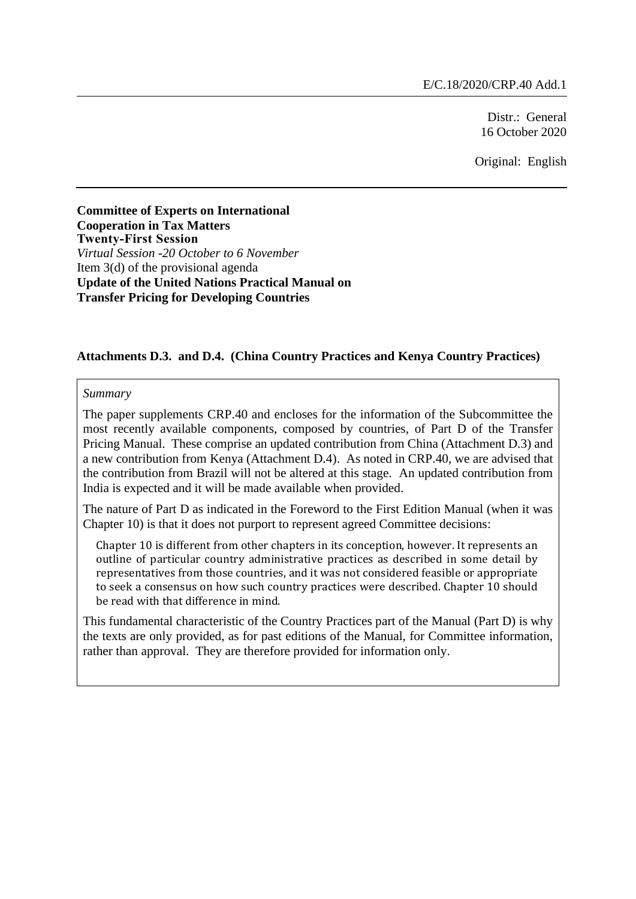E/C.18/2020/CRP.40 Add.1

Distr.: General
16 October 2020

Original: English

**Committee of Experts on International Cooperation in Tax Matters**
**Twenty-First Session**
*Virtual Session -20 October to 6 November*
Item 3(d) of the provisional agenda
**Update of the United Nations Practical Manual on Transfer Pricing for Developing Countries**

## Attachments D.3. and D.4. (China Country Practices and Kenya Country Practices)

*Summary*

The paper supplements CRP.40 and encloses for the information of the Subcommittee the most recently available components, composed by countries, of Part D of the Transfer Pricing Manual. These comprise an updated contribution from China (Attachment D.3) and a new contribution from Kenya (Attachment D.4). As noted in CRP.40, we are advised that the contribution from Brazil will not be altered at this stage. An updated contribution from India is expected and it will be made available when provided.

The nature of Part D as indicated in the Foreword to the First Edition Manual (when it was Chapter 10) is that it does not purport to represent agreed Committee decisions:

> Chapter 10 is different from other chapters in its conception, however. It represents an outline of particular country administrative practices as described in some detail by representatives from those countries, and it was not considered feasible or appropriate to seek a consensus on how such country practices were described. Chapter 10 should be read with that difference in mind.

This fundamental characteristic of the Country Practices part of the Manual (Part D) is why the texts are only provided, as for past editions of the Manual, for Committee information, rather than approval. They are therefore provided for information only.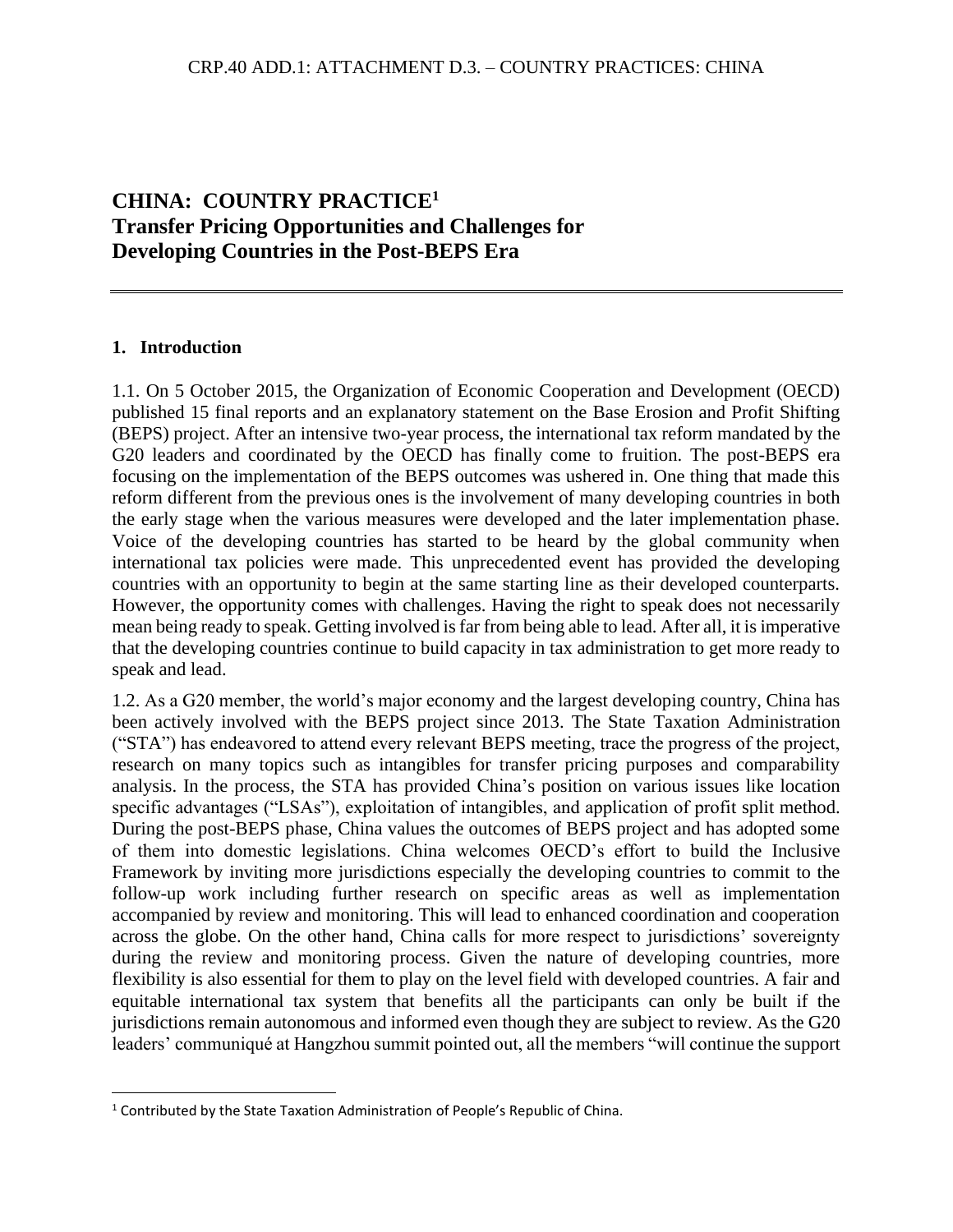# CHINA: COUNTRY PRACTICE[1]
# Transfer Pricing Opportunities and Challenges for Developing Countries in the Post-BEPS Era

## 1. Introduction

1.1. On 5 October 2015, the Organization of Economic Cooperation and Development (OECD) published 15 final reports and an explanatory statement on the Base Erosion and Profit Shifting (BEPS) project. After an intensive two-year process, the international tax reform mandated by the G20 leaders and coordinated by the OECD has finally come to fruition. The post-BEPS era focusing on the implementation of the BEPS outcomes was ushered in. One thing that made this reform different from the previous ones is the involvement of many developing countries in both the early stage when the various measures were developed and the later implementation phase. Voice of the developing countries has started to be heard by the global community when international tax policies were made. This unprecedented event has provided the developing countries with an opportunity to begin at the same starting line as their developed counterparts. However, the opportunity comes with challenges. Having the right to speak does not necessarily mean being ready to speak. Getting involved is far from being able to lead. After all, it is imperative that the developing countries continue to build capacity in tax administration to get more ready to speak and lead.

1.2. As a G20 member, the world's major economy and the largest developing country, China has been actively involved with the BEPS project since 2013. The State Taxation Administration ("STA") has endeavored to attend every relevant BEPS meeting, trace the progress of the project, research on many topics such as intangibles for transfer pricing purposes and comparability analysis. In the process, the STA has provided China's position on various issues like location specific advantages ("LSAs"), exploitation of intangibles, and application of profit split method. During the post-BEPS phase, China values the outcomes of BEPS project and has adopted some of them into domestic legislations. China welcomes OECD's effort to build the Inclusive Framework by inviting more jurisdictions especially the developing countries to commit to the follow-up work including further research on specific areas as well as implementation accompanied by review and monitoring. This will lead to enhanced coordination and cooperation across the globe. On the other hand, China calls for more respect to jurisdictions' sovereignty during the review and monitoring process. Given the nature of developing countries, more flexibility is also essential for them to play on the level field with developed countries. A fair and equitable international tax system that benefits all the participants can only be built if the jurisdictions remain autonomous and informed even though they are subject to review. As the G20 leaders' communiqué at Hangzhou summit pointed out, all the members "will continue the support

[1] Contributed by the State Taxation Administration of People's Republic of China.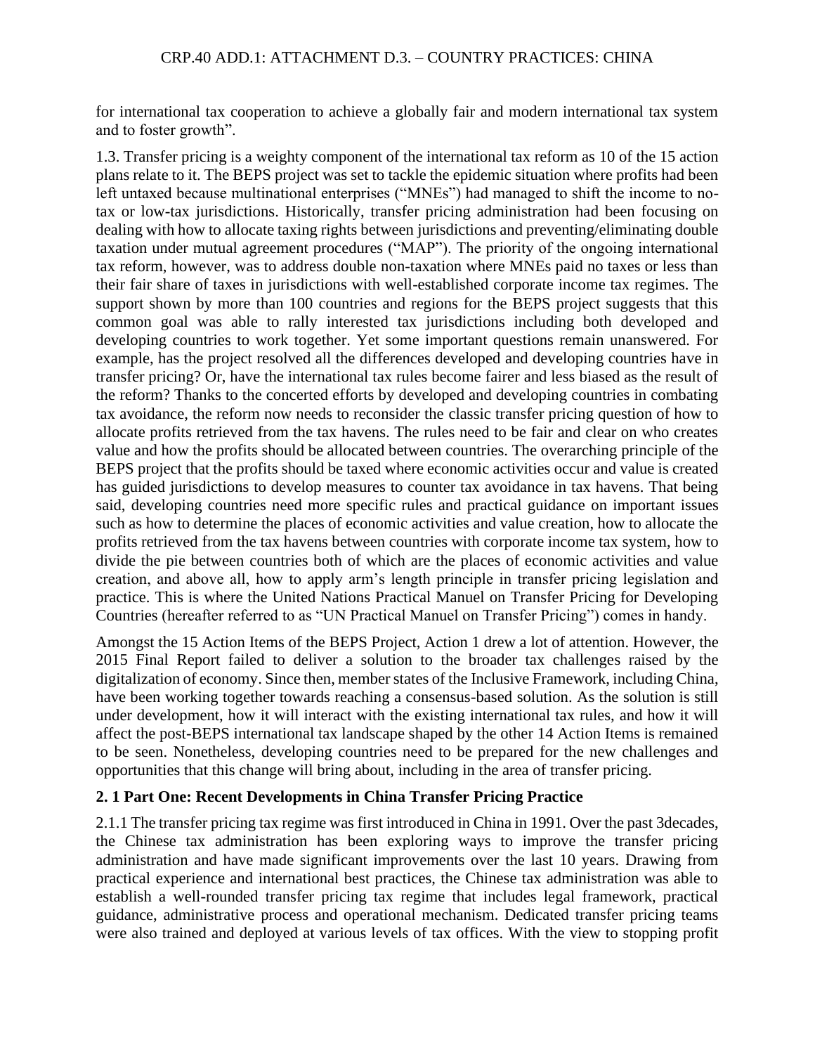for international tax cooperation to achieve a globally fair and modern international tax system and to foster growth".

1.3. Transfer pricing is a weighty component of the international tax reform as 10 of the 15 action plans relate to it. The BEPS project was set to tackle the epidemic situation where profits had been left untaxed because multinational enterprises ("MNEs") had managed to shift the income to no-tax or low-tax jurisdictions. Historically, transfer pricing administration had been focusing on dealing with how to allocate taxing rights between jurisdictions and preventing/eliminating double taxation under mutual agreement procedures ("MAP"). The priority of the ongoing international tax reform, however, was to address double non-taxation where MNEs paid no taxes or less than their fair share of taxes in jurisdictions with well-established corporate income tax regimes. The support shown by more than 100 countries and regions for the BEPS project suggests that this common goal was able to rally interested tax jurisdictions including both developed and developing countries to work together. Yet some important questions remain unanswered. For example, has the project resolved all the differences developed and developing countries have in transfer pricing? Or, have the international tax rules become fairer and less biased as the result of the reform? Thanks to the concerted efforts by developed and developing countries in combating tax avoidance, the reform now needs to reconsider the classic transfer pricing question of how to allocate profits retrieved from the tax havens. The rules need to be fair and clear on who creates value and how the profits should be allocated between countries. The overarching principle of the BEPS project that the profits should be taxed where economic activities occur and value is created has guided jurisdictions to develop measures to counter tax avoidance in tax havens. That being said, developing countries need more specific rules and practical guidance on important issues such as how to determine the places of economic activities and value creation, how to allocate the profits retrieved from the tax havens between countries with corporate income tax system, how to divide the pie between countries both of which are the places of economic activities and value creation, and above all, how to apply arm's length principle in transfer pricing legislation and practice. This is where the United Nations Practical Manuel on Transfer Pricing for Developing Countries (hereafter referred to as "UN Practical Manuel on Transfer Pricing") comes in handy.

Amongst the 15 Action Items of the BEPS Project, Action 1 drew a lot of attention. However, the 2015 Final Report failed to deliver a solution to the broader tax challenges raised by the digitalization of economy. Since then, member states of the Inclusive Framework, including China, have been working together towards reaching a consensus-based solution. As the solution is still under development, how it will interact with the existing international tax rules, and how it will affect the post-BEPS international tax landscape shaped by the other 14 Action Items is remained to be seen. Nonetheless, developing countries need to be prepared for the new challenges and opportunities that this change will bring about, including in the area of transfer pricing.

## 2. 1 Part One: Recent Developments in China Transfer Pricing Practice

2.1.1 The transfer pricing tax regime was first introduced in China in 1991. Over the past 3decades, the Chinese tax administration has been exploring ways to improve the transfer pricing administration and have made significant improvements over the last 10 years. Drawing from practical experience and international best practices, the Chinese tax administration was able to establish a well-rounded transfer pricing tax regime that includes legal framework, practical guidance, administrative process and operational mechanism. Dedicated transfer pricing teams were also trained and deployed at various levels of tax offices. With the view to stopping profit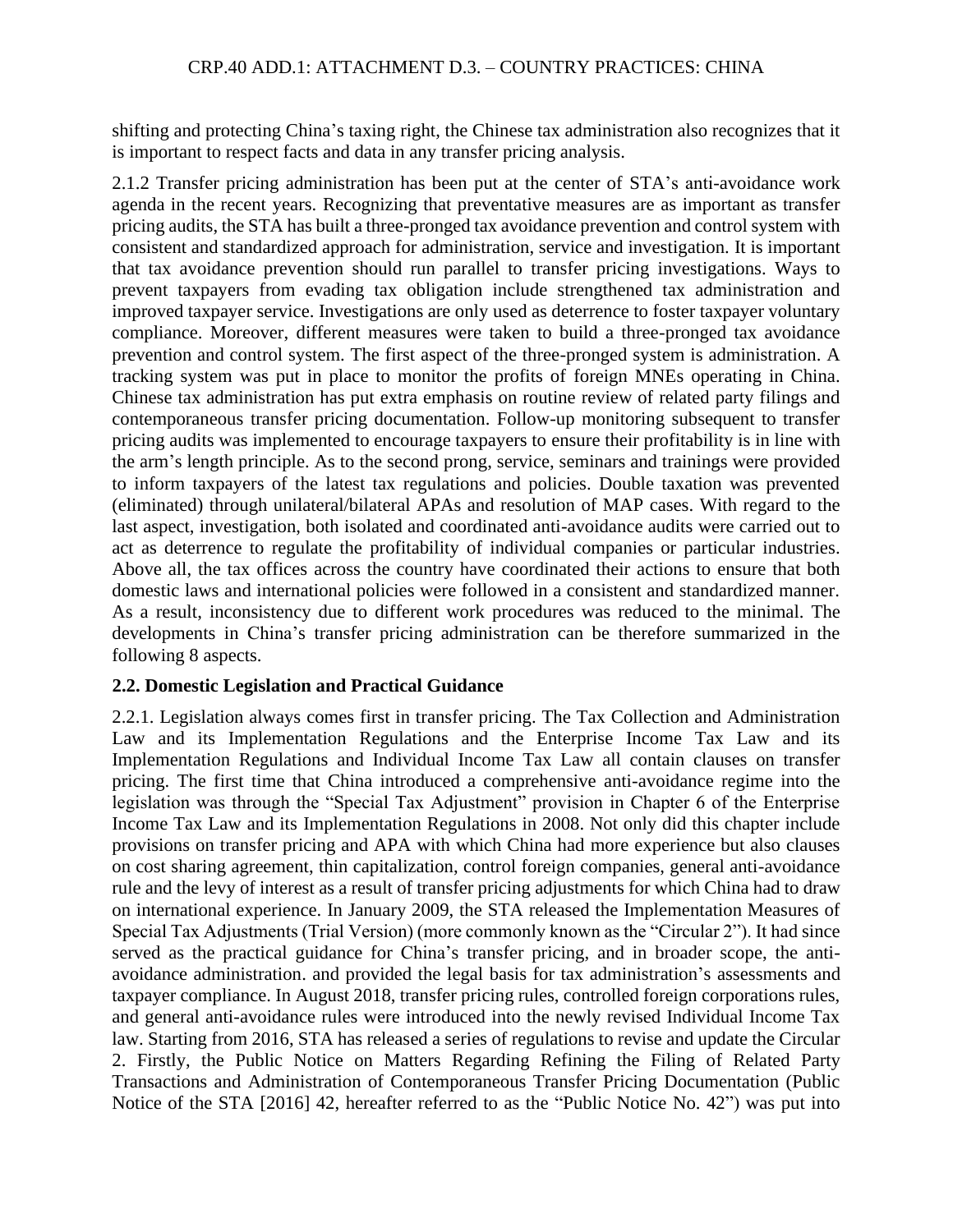shifting and protecting China's taxing right, the Chinese tax administration also recognizes that it is important to respect facts and data in any transfer pricing analysis.

2.1.2 Transfer pricing administration has been put at the center of STA's anti-avoidance work agenda in the recent years. Recognizing that preventative measures are as important as transfer pricing audits, the STA has built a three-pronged tax avoidance prevention and control system with consistent and standardized approach for administration, service and investigation. It is important that tax avoidance prevention should run parallel to transfer pricing investigations. Ways to prevent taxpayers from evading tax obligation include strengthened tax administration and improved taxpayer service. Investigations are only used as deterrence to foster taxpayer voluntary compliance. Moreover, different measures were taken to build a three-pronged tax avoidance prevention and control system. The first aspect of the three-pronged system is administration. A tracking system was put in place to monitor the profits of foreign MNEs operating in China. Chinese tax administration has put extra emphasis on routine review of related party filings and contemporaneous transfer pricing documentation. Follow-up monitoring subsequent to transfer pricing audits was implemented to encourage taxpayers to ensure their profitability is in line with the arm's length principle. As to the second prong, service, seminars and trainings were provided to inform taxpayers of the latest tax regulations and policies. Double taxation was prevented (eliminated) through unilateral/bilateral APAs and resolution of MAP cases. With regard to the last aspect, investigation, both isolated and coordinated anti-avoidance audits were carried out to act as deterrence to regulate the profitability of individual companies or particular industries. Above all, the tax offices across the country have coordinated their actions to ensure that both domestic laws and international policies were followed in a consistent and standardized manner. As a result, inconsistency due to different work procedures was reduced to the minimal. The developments in China's transfer pricing administration can be therefore summarized in the following 8 aspects.

## 2.2. Domestic Legislation and Practical Guidance

2.2.1. Legislation always comes first in transfer pricing. The Tax Collection and Administration Law and its Implementation Regulations and the Enterprise Income Tax Law and its Implementation Regulations and Individual Income Tax Law all contain clauses on transfer pricing. The first time that China introduced a comprehensive anti-avoidance regime into the legislation was through the "Special Tax Adjustment" provision in Chapter 6 of the Enterprise Income Tax Law and its Implementation Regulations in 2008. Not only did this chapter include provisions on transfer pricing and APA with which China had more experience but also clauses on cost sharing agreement, thin capitalization, control foreign companies, general anti-avoidance rule and the levy of interest as a result of transfer pricing adjustments for which China had to draw on international experience. In January 2009, the STA released the Implementation Measures of Special Tax Adjustments (Trial Version) (more commonly known as the "Circular 2"). It had since served as the practical guidance for China's transfer pricing, and in broader scope, the anti-avoidance administration. and provided the legal basis for tax administration's assessments and taxpayer compliance. In August 2018, transfer pricing rules, controlled foreign corporations rules, and general anti-avoidance rules were introduced into the newly revised Individual Income Tax law. Starting from 2016, STA has released a series of regulations to revise and update the Circular 2. Firstly, the Public Notice on Matters Regarding Refining the Filing of Related Party Transactions and Administration of Contemporaneous Transfer Pricing Documentation (Public Notice of the STA [2016] 42, hereafter referred to as the "Public Notice No. 42") was put into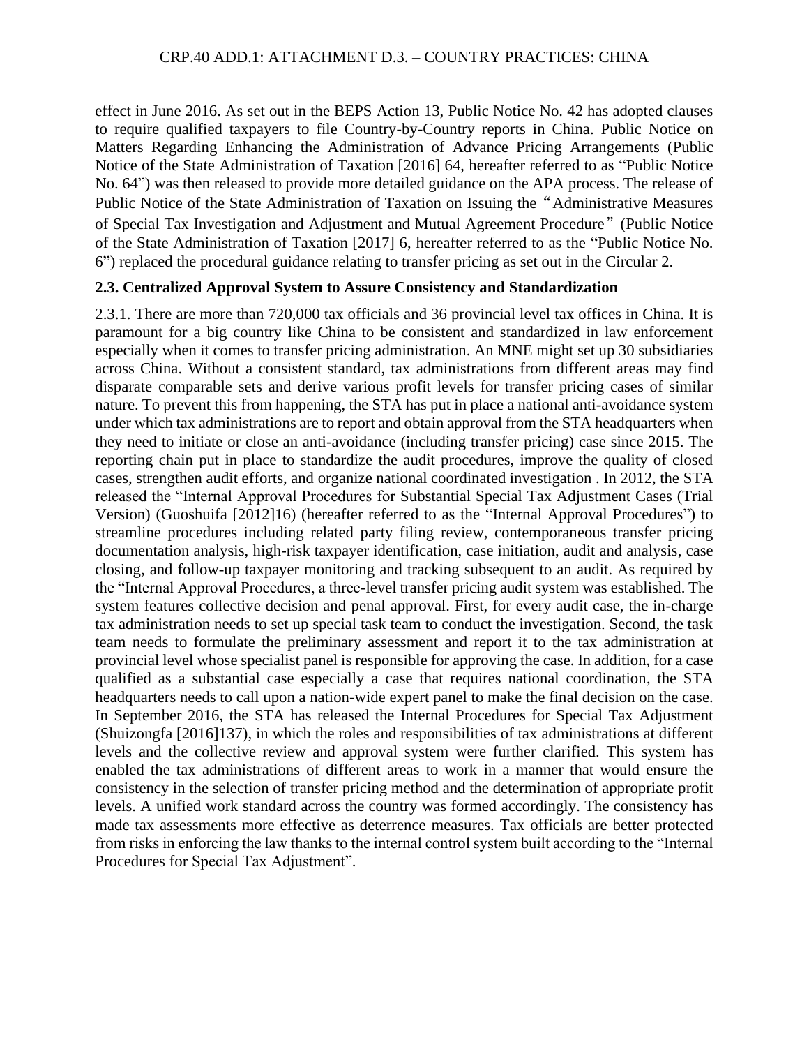effect in June 2016. As set out in the BEPS Action 13, Public Notice No. 42 has adopted clauses to require qualified taxpayers to file Country-by-Country reports in China. Public Notice on Matters Regarding Enhancing the Administration of Advance Pricing Arrangements (Public Notice of the State Administration of Taxation [2016] 64, hereafter referred to as "Public Notice No. 64") was then released to provide more detailed guidance on the APA process. The release of Public Notice of the State Administration of Taxation on Issuing the "Administrative Measures of Special Tax Investigation and Adjustment and Mutual Agreement Procedure" (Public Notice of the State Administration of Taxation [2017] 6, hereafter referred to as the "Public Notice No. 6") replaced the procedural guidance relating to transfer pricing as set out in the Circular 2.

### 2.3. Centralized Approval System to Assure Consistency and Standardization

2.3.1. There are more than 720,000 tax officials and 36 provincial level tax offices in China. It is paramount for a big country like China to be consistent and standardized in law enforcement especially when it comes to transfer pricing administration. An MNE might set up 30 subsidiaries across China. Without a consistent standard, tax administrations from different areas may find disparate comparable sets and derive various profit levels for transfer pricing cases of similar nature. To prevent this from happening, the STA has put in place a national anti-avoidance system under which tax administrations are to report and obtain approval from the STA headquarters when they need to initiate or close an anti-avoidance (including transfer pricing) case since 2015. The reporting chain put in place to standardize the audit procedures, improve the quality of closed cases, strengthen audit efforts, and organize national coordinated investigation . In 2012, the STA released the "Internal Approval Procedures for Substantial Special Tax Adjustment Cases (Trial Version) (Guoshuifa [2012]16) (hereafter referred to as the "Internal Approval Procedures") to streamline procedures including related party filing review, contemporaneous transfer pricing documentation analysis, high-risk taxpayer identification, case initiation, audit and analysis, case closing, and follow-up taxpayer monitoring and tracking subsequent to an audit. As required by the "Internal Approval Procedures, a three-level transfer pricing audit system was established. The system features collective decision and penal approval. First, for every audit case, the in-charge tax administration needs to set up special task team to conduct the investigation. Second, the task team needs to formulate the preliminary assessment and report it to the tax administration at provincial level whose specialist panel is responsible for approving the case. In addition, for a case qualified as a substantial case especially a case that requires national coordination, the STA headquarters needs to call upon a nation-wide expert panel to make the final decision on the case. In September 2016, the STA has released the Internal Procedures for Special Tax Adjustment (Shuizongfa [2016]137), in which the roles and responsibilities of tax administrations at different levels and the collective review and approval system were further clarified. This system has enabled the tax administrations of different areas to work in a manner that would ensure the consistency in the selection of transfer pricing method and the determination of appropriate profit levels. A unified work standard across the country was formed accordingly. The consistency has made tax assessments more effective as deterrence measures. Tax officials are better protected from risks in enforcing the law thanks to the internal control system built according to the "Internal Procedures for Special Tax Adjustment".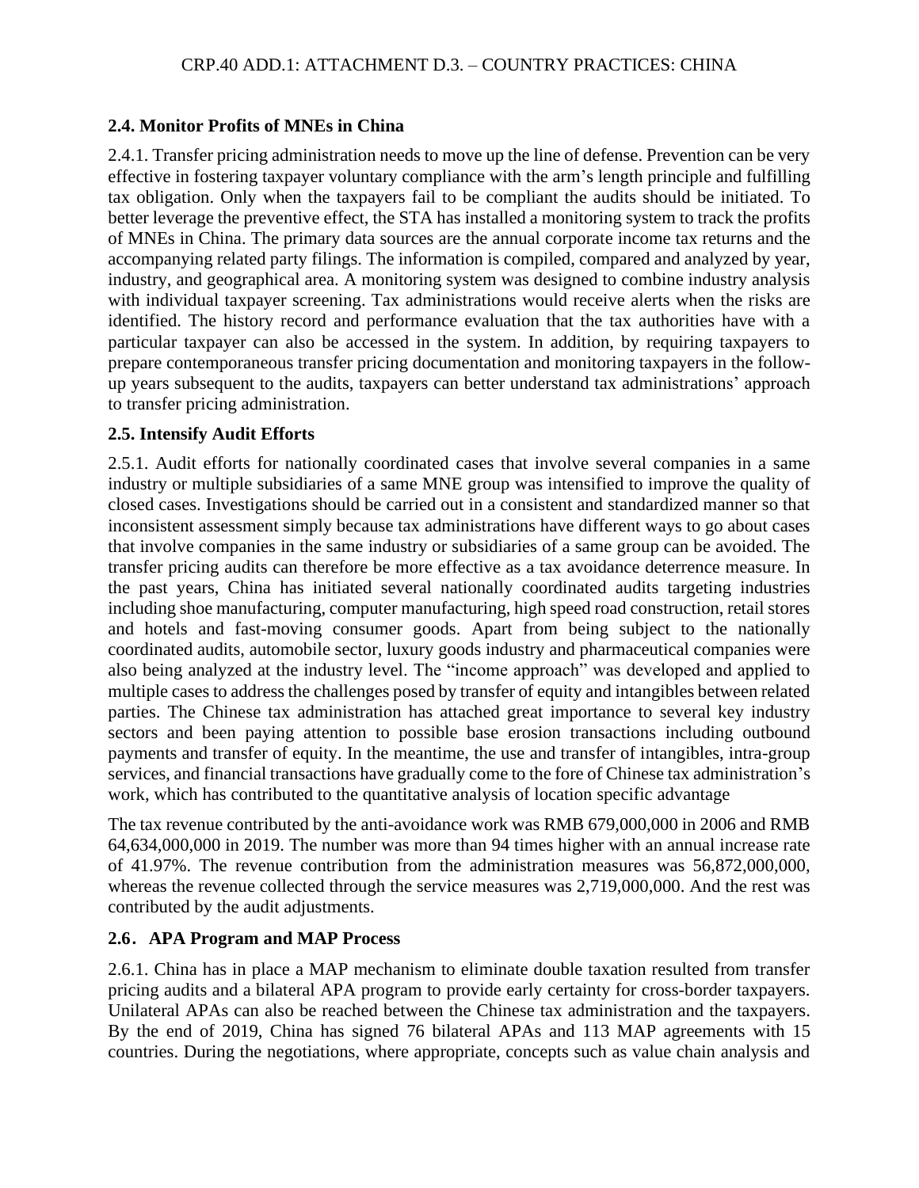### 2.4. Monitor Profits of MNEs in China

2.4.1. Transfer pricing administration needs to move up the line of defense. Prevention can be very effective in fostering taxpayer voluntary compliance with the arm's length principle and fulfilling tax obligation. Only when the taxpayers fail to be compliant the audits should be initiated. To better leverage the preventive effect, the STA has installed a monitoring system to track the profits of MNEs in China. The primary data sources are the annual corporate income tax returns and the accompanying related party filings. The information is compiled, compared and analyzed by year, industry, and geographical area. A monitoring system was designed to combine industry analysis with individual taxpayer screening. Tax administrations would receive alerts when the risks are identified. The history record and performance evaluation that the tax authorities have with a particular taxpayer can also be accessed in the system. In addition, by requiring taxpayers to prepare contemporaneous transfer pricing documentation and monitoring taxpayers in the follow-up years subsequent to the audits, taxpayers can better understand tax administrations' approach to transfer pricing administration.

### 2.5. Intensify Audit Efforts

2.5.1. Audit efforts for nationally coordinated cases that involve several companies in a same industry or multiple subsidiaries of a same MNE group was intensified to improve the quality of closed cases. Investigations should be carried out in a consistent and standardized manner so that inconsistent assessment simply because tax administrations have different ways to go about cases that involve companies in the same industry or subsidiaries of a same group can be avoided. The transfer pricing audits can therefore be more effective as a tax avoidance deterrence measure. In the past years, China has initiated several nationally coordinated audits targeting industries including shoe manufacturing, computer manufacturing, high speed road construction, retail stores and hotels and fast-moving consumer goods. Apart from being subject to the nationally coordinated audits, automobile sector, luxury goods industry and pharmaceutical companies were also being analyzed at the industry level. The "income approach" was developed and applied to multiple cases to address the challenges posed by transfer of equity and intangibles between related parties. The Chinese tax administration has attached great importance to several key industry sectors and been paying attention to possible base erosion transactions including outbound payments and transfer of equity. In the meantime, the use and transfer of intangibles, intra-group services, and financial transactions have gradually come to the fore of Chinese tax administration's work, which has contributed to the quantitative analysis of location specific advantage

The tax revenue contributed by the anti-avoidance work was RMB 679,000,000 in 2006 and RMB 64,634,000,000 in 2019. The number was more than 94 times higher with an annual increase rate of 41.97%. The revenue contribution from the administration measures was 56,872,000,000, whereas the revenue collected through the service measures was 2,719,000,000. And the rest was contributed by the audit adjustments.

### 2.6. APA Program and MAP Process

2.6.1. China has in place a MAP mechanism to eliminate double taxation resulted from transfer pricing audits and a bilateral APA program to provide early certainty for cross-border taxpayers. Unilateral APAs can also be reached between the Chinese tax administration and the taxpayers. By the end of 2019, China has signed 76 bilateral APAs and 113 MAP agreements with 15 countries. During the negotiations, where appropriate, concepts such as value chain analysis and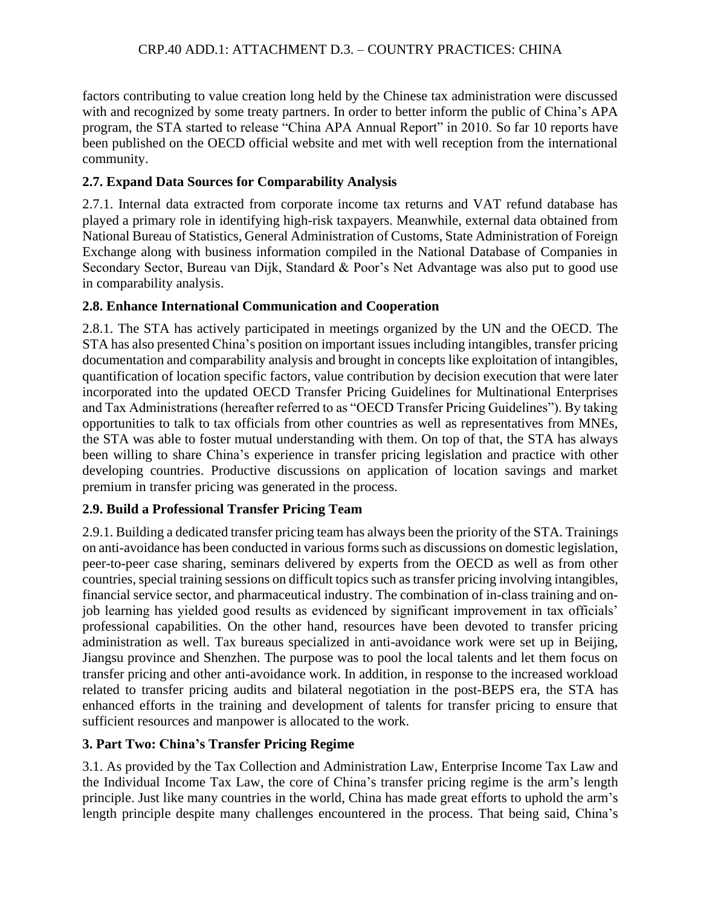factors contributing to value creation long held by the Chinese tax administration were discussed with and recognized by some treaty partners. In order to better inform the public of China's APA program, the STA started to release "China APA Annual Report" in 2010. So far 10 reports have been published on the OECD official website and met with well reception from the international community.

### 2.7. Expand Data Sources for Comparability Analysis

2.7.1. Internal data extracted from corporate income tax returns and VAT refund database has played a primary role in identifying high-risk taxpayers. Meanwhile, external data obtained from National Bureau of Statistics, General Administration of Customs, State Administration of Foreign Exchange along with business information compiled in the National Database of Companies in Secondary Sector, Bureau van Dijk, Standard & Poor's Net Advantage was also put to good use in comparability analysis.

### 2.8. Enhance International Communication and Cooperation

2.8.1. The STA has actively participated in meetings organized by the UN and the OECD. The STA has also presented China's position on important issues including intangibles, transfer pricing documentation and comparability analysis and brought in concepts like exploitation of intangibles, quantification of location specific factors, value contribution by decision execution that were later incorporated into the updated OECD Transfer Pricing Guidelines for Multinational Enterprises and Tax Administrations (hereafter referred to as "OECD Transfer Pricing Guidelines"). By taking opportunities to talk to tax officials from other countries as well as representatives from MNEs, the STA was able to foster mutual understanding with them. On top of that, the STA has always been willing to share China's experience in transfer pricing legislation and practice with other developing countries. Productive discussions on application of location savings and market premium in transfer pricing was generated in the process.

### 2.9. Build a Professional Transfer Pricing Team

2.9.1. Building a dedicated transfer pricing team has always been the priority of the STA. Trainings on anti-avoidance has been conducted in various forms such as discussions on domestic legislation, peer-to-peer case sharing, seminars delivered by experts from the OECD as well as from other countries, special training sessions on difficult topics such as transfer pricing involving intangibles, financial service sector, and pharmaceutical industry. The combination of in-class training and on-job learning has yielded good results as evidenced by significant improvement in tax officials' professional capabilities. On the other hand, resources have been devoted to transfer pricing administration as well. Tax bureaus specialized in anti-avoidance work were set up in Beijing, Jiangsu province and Shenzhen. The purpose was to pool the local talents and let them focus on transfer pricing and other anti-avoidance work. In addition, in response to the increased workload related to transfer pricing audits and bilateral negotiation in the post-BEPS era, the STA has enhanced efforts in the training and development of talents for transfer pricing to ensure that sufficient resources and manpower is allocated to the work.

## 3. Part Two: China's Transfer Pricing Regime

3.1. As provided by the Tax Collection and Administration Law, Enterprise Income Tax Law and the Individual Income Tax Law, the core of China's transfer pricing regime is the arm's length principle. Just like many countries in the world, China has made great efforts to uphold the arm's length principle despite many challenges encountered in the process. That being said, China's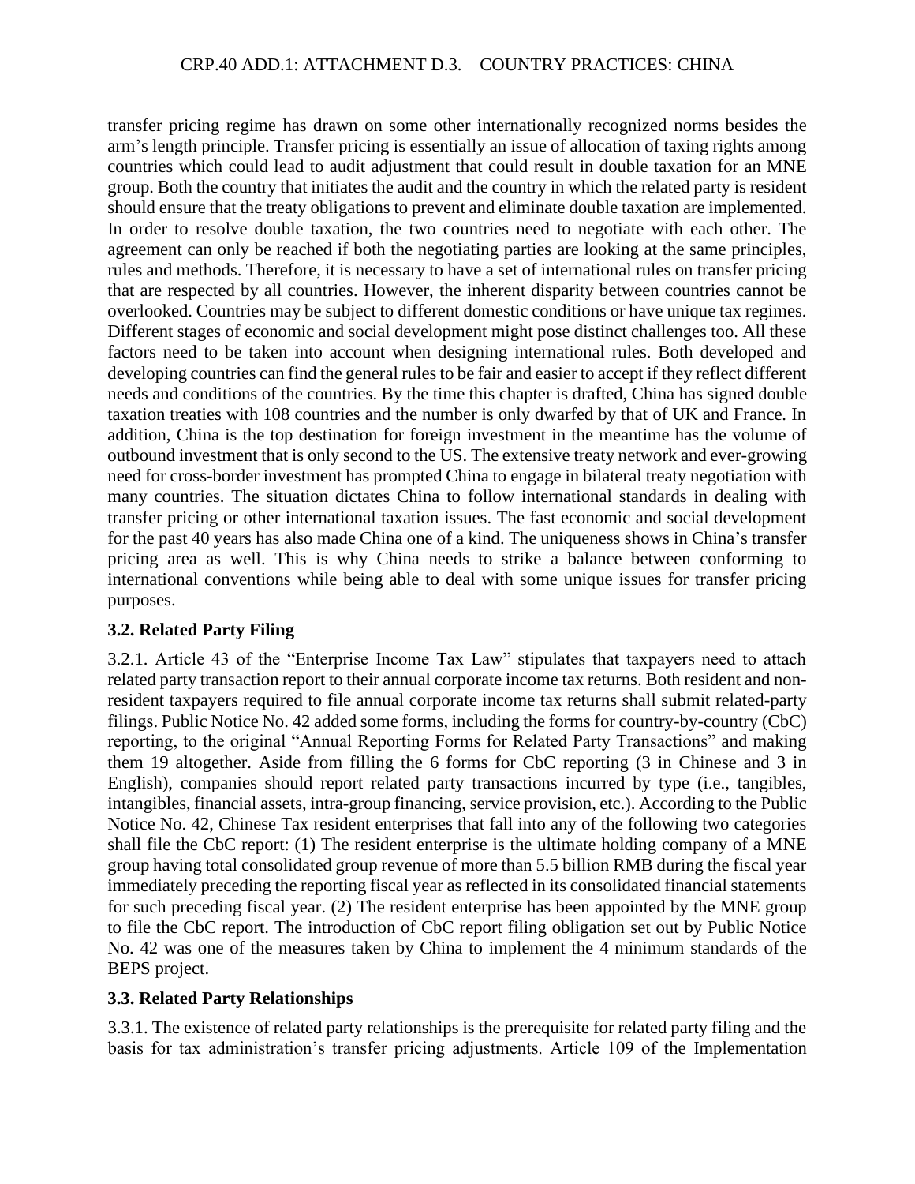transfer pricing regime has drawn on some other internationally recognized norms besides the arm's length principle. Transfer pricing is essentially an issue of allocation of taxing rights among countries which could lead to audit adjustment that could result in double taxation for an MNE group. Both the country that initiates the audit and the country in which the related party is resident should ensure that the treaty obligations to prevent and eliminate double taxation are implemented. In order to resolve double taxation, the two countries need to negotiate with each other. The agreement can only be reached if both the negotiating parties are looking at the same principles, rules and methods. Therefore, it is necessary to have a set of international rules on transfer pricing that are respected by all countries. However, the inherent disparity between countries cannot be overlooked. Countries may be subject to different domestic conditions or have unique tax regimes. Different stages of economic and social development might pose distinct challenges too. All these factors need to be taken into account when designing international rules. Both developed and developing countries can find the general rules to be fair and easier to accept if they reflect different needs and conditions of the countries. By the time this chapter is drafted, China has signed double taxation treaties with 108 countries and the number is only dwarfed by that of UK and France. In addition, China is the top destination for foreign investment in the meantime has the volume of outbound investment that is only second to the US. The extensive treaty network and ever-growing need for cross-border investment has prompted China to engage in bilateral treaty negotiation with many countries. The situation dictates China to follow international standards in dealing with transfer pricing or other international taxation issues. The fast economic and social development for the past 40 years has also made China one of a kind. The uniqueness shows in China's transfer pricing area as well. This is why China needs to strike a balance between conforming to international conventions while being able to deal with some unique issues for transfer pricing purposes.

### 3.2. Related Party Filing

3.2.1. Article 43 of the "Enterprise Income Tax Law" stipulates that taxpayers need to attach related party transaction report to their annual corporate income tax returns. Both resident and non-resident taxpayers required to file annual corporate income tax returns shall submit related-party filings. Public Notice No. 42 added some forms, including the forms for country-by-country (CbC) reporting, to the original "Annual Reporting Forms for Related Party Transactions" and making them 19 altogether. Aside from filling the 6 forms for CbC reporting (3 in Chinese and 3 in English), companies should report related party transactions incurred by type (i.e., tangibles, intangibles, financial assets, intra-group financing, service provision, etc.). According to the Public Notice No. 42, Chinese Tax resident enterprises that fall into any of the following two categories shall file the CbC report: (1) The resident enterprise is the ultimate holding company of a MNE group having total consolidated group revenue of more than 5.5 billion RMB during the fiscal year immediately preceding the reporting fiscal year as reflected in its consolidated financial statements for such preceding fiscal year. (2) The resident enterprise has been appointed by the MNE group to file the CbC report. The introduction of CbC report filing obligation set out by Public Notice No. 42 was one of the measures taken by China to implement the 4 minimum standards of the BEPS project.

### 3.3. Related Party Relationships

3.3.1. The existence of related party relationships is the prerequisite for related party filing and the basis for tax administration's transfer pricing adjustments. Article 109 of the Implementation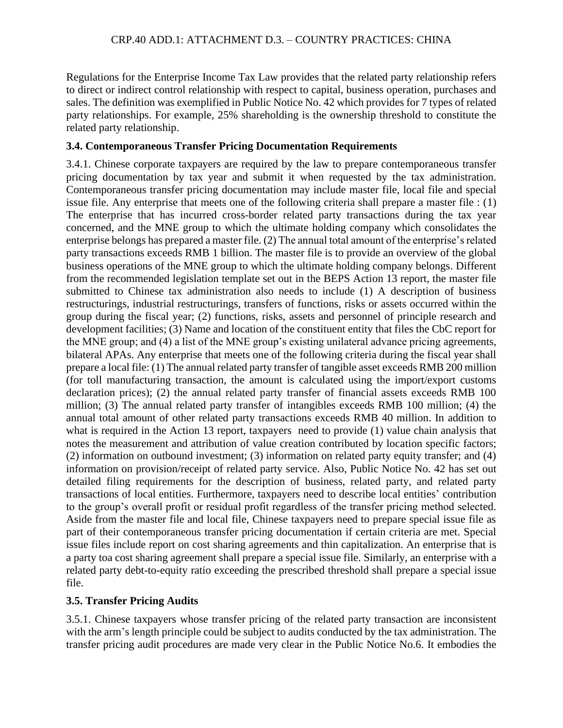Regulations for the Enterprise Income Tax Law provides that the related party relationship refers to direct or indirect control relationship with respect to capital, business operation, purchases and sales. The definition was exemplified in Public Notice No. 42 which provides for 7 types of related party relationships. For example, 25% shareholding is the ownership threshold to constitute the related party relationship.

### 3.4. Contemporaneous Transfer Pricing Documentation Requirements

3.4.1. Chinese corporate taxpayers are required by the law to prepare contemporaneous transfer pricing documentation by tax year and submit it when requested by the tax administration. Contemporaneous transfer pricing documentation may include master file, local file and special issue file. Any enterprise that meets one of the following criteria shall prepare a master file : (1) The enterprise that has incurred cross-border related party transactions during the tax year concerned, and the MNE group to which the ultimate holding company which consolidates the enterprise belongs has prepared a master file. (2) The annual total amount of the enterprise's related party transactions exceeds RMB 1 billion. The master file is to provide an overview of the global business operations of the MNE group to which the ultimate holding company belongs. Different from the recommended legislation template set out in the BEPS Action 13 report, the master file submitted to Chinese tax administration also needs to include (1) A description of business restructurings, industrial restructurings, transfers of functions, risks or assets occurred within the group during the fiscal year; (2) functions, risks, assets and personnel of principle research and development facilities; (3) Name and location of the constituent entity that files the CbC report for the MNE group; and (4) a list of the MNE group's existing unilateral advance pricing agreements, bilateral APAs. Any enterprise that meets one of the following criteria during the fiscal year shall prepare a local file: (1) The annual related party transfer of tangible asset exceeds RMB 200 million (for toll manufacturing transaction, the amount is calculated using the import/export customs declaration prices); (2) the annual related party transfer of financial assets exceeds RMB 100 million; (3) The annual related party transfer of intangibles exceeds RMB 100 million; (4) the annual total amount of other related party transactions exceeds RMB 40 million. In addition to what is required in the Action 13 report, taxpayers need to provide (1) value chain analysis that notes the measurement and attribution of value creation contributed by location specific factors; (2) information on outbound investment; (3) information on related party equity transfer; and (4) information on provision/receipt of related party service. Also, Public Notice No. 42 has set out detailed filing requirements for the description of business, related party, and related party transactions of local entities. Furthermore, taxpayers need to describe local entities' contribution to the group's overall profit or residual profit regardless of the transfer pricing method selected. Aside from the master file and local file, Chinese taxpayers need to prepare special issue file as part of their contemporaneous transfer pricing documentation if certain criteria are met. Special issue files include report on cost sharing agreements and thin capitalization. An enterprise that is a party toa cost sharing agreement shall prepare a special issue file. Similarly, an enterprise with a related party debt-to-equity ratio exceeding the prescribed threshold shall prepare a special issue file.

### 3.5. Transfer Pricing Audits

3.5.1. Chinese taxpayers whose transfer pricing of the related party transaction are inconsistent with the arm's length principle could be subject to audits conducted by the tax administration. The transfer pricing audit procedures are made very clear in the Public Notice No.6. It embodies the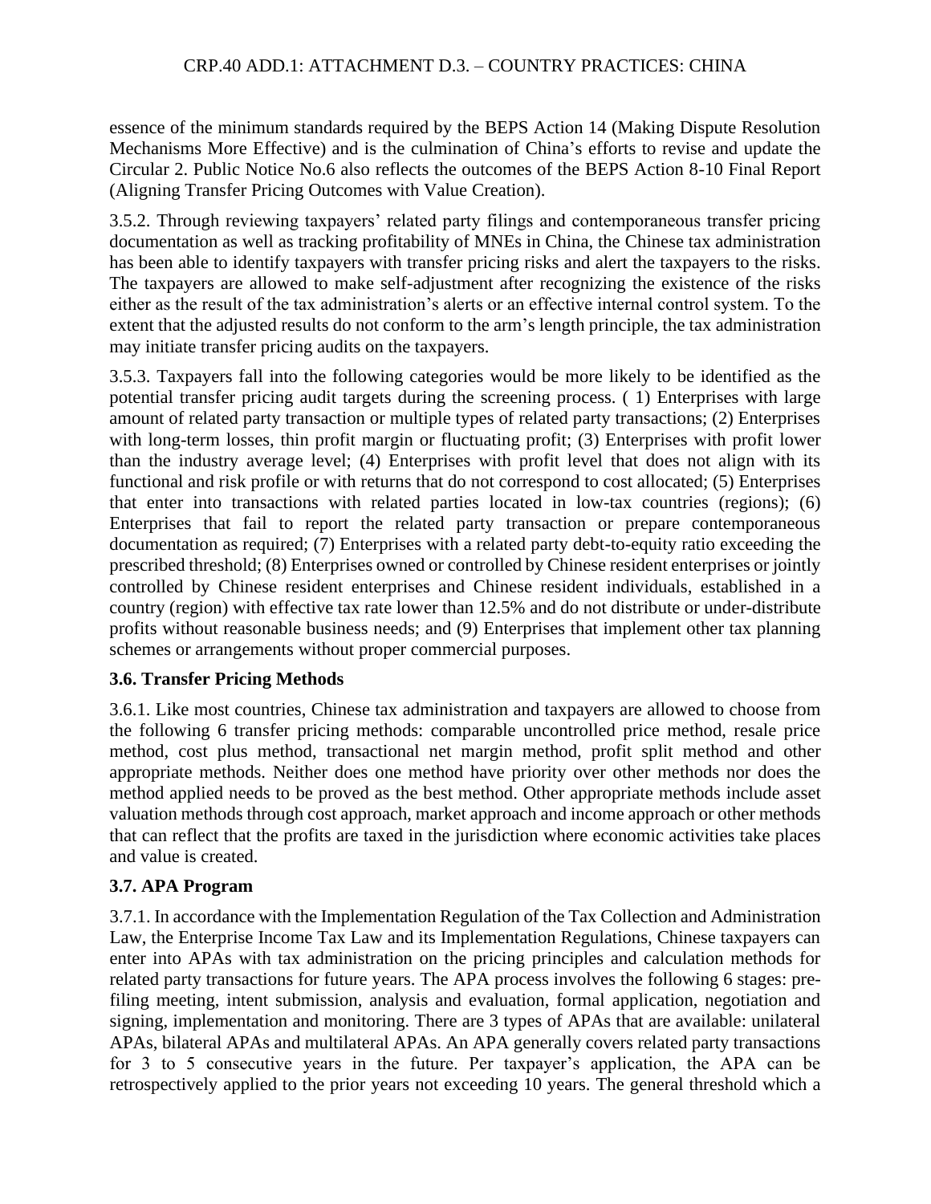essence of the minimum standards required by the BEPS Action 14 (Making Dispute Resolution Mechanisms More Effective) and is the culmination of China's efforts to revise and update the Circular 2. Public Notice No.6 also reflects the outcomes of the BEPS Action 8-10 Final Report (Aligning Transfer Pricing Outcomes with Value Creation).

3.5.2. Through reviewing taxpayers' related party filings and contemporaneous transfer pricing documentation as well as tracking profitability of MNEs in China, the Chinese tax administration has been able to identify taxpayers with transfer pricing risks and alert the taxpayers to the risks. The taxpayers are allowed to make self-adjustment after recognizing the existence of the risks either as the result of the tax administration's alerts or an effective internal control system. To the extent that the adjusted results do not conform to the arm's length principle, the tax administration may initiate transfer pricing audits on the taxpayers.

3.5.3. Taxpayers fall into the following categories would be more likely to be identified as the potential transfer pricing audit targets during the screening process. ( 1) Enterprises with large amount of related party transaction or multiple types of related party transactions; (2) Enterprises with long-term losses, thin profit margin or fluctuating profit; (3) Enterprises with profit lower than the industry average level; (4) Enterprises with profit level that does not align with its functional and risk profile or with returns that do not correspond to cost allocated; (5) Enterprises that enter into transactions with related parties located in low-tax countries (regions); (6) Enterprises that fail to report the related party transaction or prepare contemporaneous documentation as required; (7) Enterprises with a related party debt-to-equity ratio exceeding the prescribed threshold; (8) Enterprises owned or controlled by Chinese resident enterprises or jointly controlled by Chinese resident enterprises and Chinese resident individuals, established in a country (region) with effective tax rate lower than 12.5% and do not distribute or under-distribute profits without reasonable business needs; and (9) Enterprises that implement other tax planning schemes or arrangements without proper commercial purposes.

### 3.6. Transfer Pricing Methods

3.6.1. Like most countries, Chinese tax administration and taxpayers are allowed to choose from the following 6 transfer pricing methods: comparable uncontrolled price method, resale price method, cost plus method, transactional net margin method, profit split method and other appropriate methods. Neither does one method have priority over other methods nor does the method applied needs to be proved as the best method. Other appropriate methods include asset valuation methods through cost approach, market approach and income approach or other methods that can reflect that the profits are taxed in the jurisdiction where economic activities take places and value is created.

### 3.7. APA Program

3.7.1. In accordance with the Implementation Regulation of the Tax Collection and Administration Law, the Enterprise Income Tax Law and its Implementation Regulations, Chinese taxpayers can enter into APAs with tax administration on the pricing principles and calculation methods for related party transactions for future years. The APA process involves the following 6 stages: pre-filing meeting, intent submission, analysis and evaluation, formal application, negotiation and signing, implementation and monitoring. There are 3 types of APAs that are available: unilateral APAs, bilateral APAs and multilateral APAs. An APA generally covers related party transactions for 3 to 5 consecutive years in the future. Per taxpayer's application, the APA can be retrospectively applied to the prior years not exceeding 10 years. The general threshold which a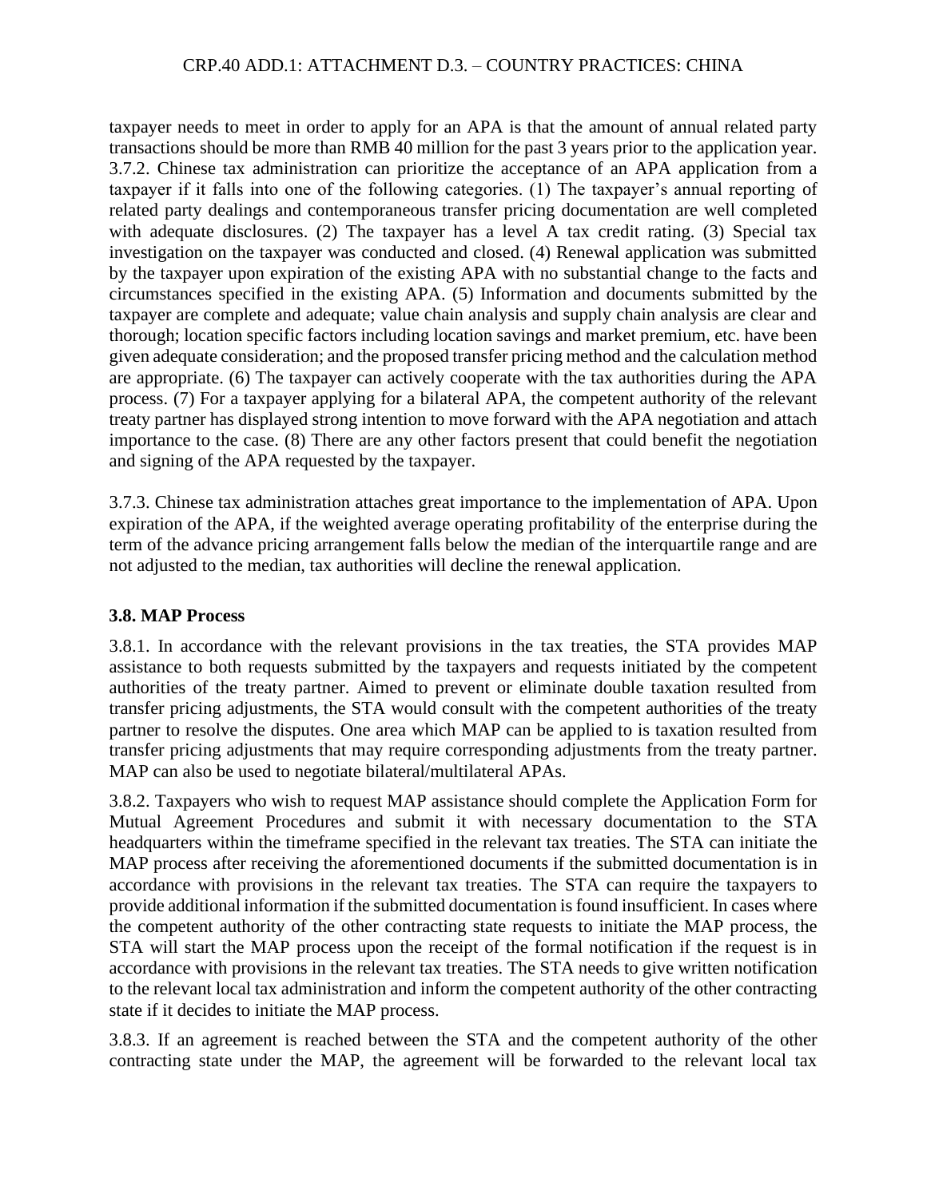taxpayer needs to meet in order to apply for an APA is that the amount of annual related party transactions should be more than RMB 40 million for the past 3 years prior to the application year.

3.7.2. Chinese tax administration can prioritize the acceptance of an APA application from a taxpayer if it falls into one of the following categories. (1) The taxpayer's annual reporting of related party dealings and contemporaneous transfer pricing documentation are well completed with adequate disclosures. (2) The taxpayer has a level A tax credit rating. (3) Special tax investigation on the taxpayer was conducted and closed. (4) Renewal application was submitted by the taxpayer upon expiration of the existing APA with no substantial change to the facts and circumstances specified in the existing APA. (5) Information and documents submitted by the taxpayer are complete and adequate; value chain analysis and supply chain analysis are clear and thorough; location specific factors including location savings and market premium, etc. have been given adequate consideration; and the proposed transfer pricing method and the calculation method are appropriate. (6) The taxpayer can actively cooperate with the tax authorities during the APA process. (7) For a taxpayer applying for a bilateral APA, the competent authority of the relevant treaty partner has displayed strong intention to move forward with the APA negotiation and attach importance to the case. (8) There are any other factors present that could benefit the negotiation and signing of the APA requested by the taxpayer.

3.7.3. Chinese tax administration attaches great importance to the implementation of APA. Upon expiration of the APA, if the weighted average operating profitability of the enterprise during the term of the advance pricing arrangement falls below the median of the interquartile range and are not adjusted to the median, tax authorities will decline the renewal application.

### 3.8. MAP Process

3.8.1. In accordance with the relevant provisions in the tax treaties, the STA provides MAP assistance to both requests submitted by the taxpayers and requests initiated by the competent authorities of the treaty partner. Aimed to prevent or eliminate double taxation resulted from transfer pricing adjustments, the STA would consult with the competent authorities of the treaty partner to resolve the disputes. One area which MAP can be applied to is taxation resulted from transfer pricing adjustments that may require corresponding adjustments from the treaty partner. MAP can also be used to negotiate bilateral/multilateral APAs.

3.8.2. Taxpayers who wish to request MAP assistance should complete the Application Form for Mutual Agreement Procedures and submit it with necessary documentation to the STA headquarters within the timeframe specified in the relevant tax treaties. The STA can initiate the MAP process after receiving the aforementioned documents if the submitted documentation is in accordance with provisions in the relevant tax treaties. The STA can require the taxpayers to provide additional information if the submitted documentation is found insufficient. In cases where the competent authority of the other contracting state requests to initiate the MAP process, the STA will start the MAP process upon the receipt of the formal notification if the request is in accordance with provisions in the relevant tax treaties. The STA needs to give written notification to the relevant local tax administration and inform the competent authority of the other contracting state if it decides to initiate the MAP process.

3.8.3. If an agreement is reached between the STA and the competent authority of the other contracting state under the MAP, the agreement will be forwarded to the relevant local tax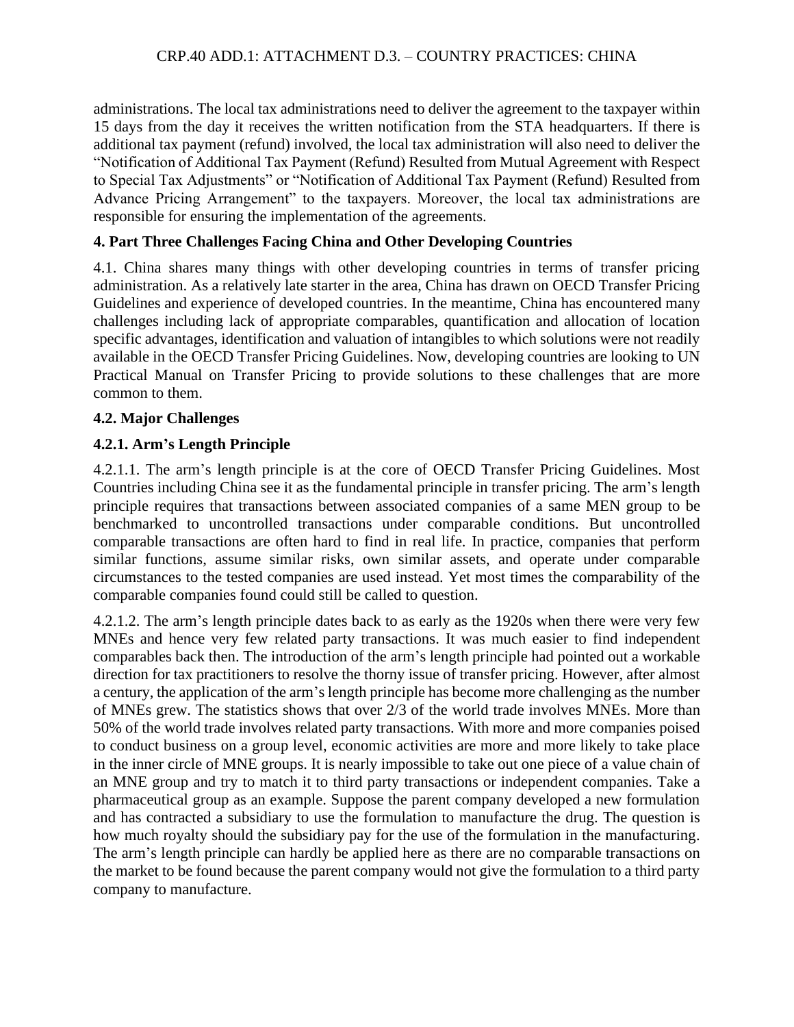administrations. The local tax administrations need to deliver the agreement to the taxpayer within 15 days from the day it receives the written notification from the STA headquarters. If there is additional tax payment (refund) involved, the local tax administration will also need to deliver the "Notification of Additional Tax Payment (Refund) Resulted from Mutual Agreement with Respect to Special Tax Adjustments" or "Notification of Additional Tax Payment (Refund) Resulted from Advance Pricing Arrangement" to the taxpayers. Moreover, the local tax administrations are responsible for ensuring the implementation of the agreements.

## 4. Part Three Challenges Facing China and Other Developing Countries

4.1. China shares many things with other developing countries in terms of transfer pricing administration. As a relatively late starter in the area, China has drawn on OECD Transfer Pricing Guidelines and experience of developed countries. In the meantime, China has encountered many challenges including lack of appropriate comparables, quantification and allocation of location specific advantages, identification and valuation of intangibles to which solutions were not readily available in the OECD Transfer Pricing Guidelines. Now, developing countries are looking to UN Practical Manual on Transfer Pricing to provide solutions to these challenges that are more common to them.

### 4.2. Major Challenges

#### 4.2.1. Arm's Length Principle

4.2.1.1. The arm's length principle is at the core of OECD Transfer Pricing Guidelines. Most Countries including China see it as the fundamental principle in transfer pricing. The arm's length principle requires that transactions between associated companies of a same MEN group to be benchmarked to uncontrolled transactions under comparable conditions. But uncontrolled comparable transactions are often hard to find in real life. In practice, companies that perform similar functions, assume similar risks, own similar assets, and operate under comparable circumstances to the tested companies are used instead. Yet most times the comparability of the comparable companies found could still be called to question.

4.2.1.2. The arm's length principle dates back to as early as the 1920s when there were very few MNEs and hence very few related party transactions. It was much easier to find independent comparables back then. The introduction of the arm's length principle had pointed out a workable direction for tax practitioners to resolve the thorny issue of transfer pricing. However, after almost a century, the application of the arm's length principle has become more challenging as the number of MNEs grew. The statistics shows that over 2/3 of the world trade involves MNEs. More than 50% of the world trade involves related party transactions. With more and more companies poised to conduct business on a group level, economic activities are more and more likely to take place in the inner circle of MNE groups. It is nearly impossible to take out one piece of a value chain of an MNE group and try to match it to third party transactions or independent companies. Take a pharmaceutical group as an example. Suppose the parent company developed a new formulation and has contracted a subsidiary to use the formulation to manufacture the drug. The question is how much royalty should the subsidiary pay for the use of the formulation in the manufacturing. The arm's length principle can hardly be applied here as there are no comparable transactions on the market to be found because the parent company would not give the formulation to a third party company to manufacture.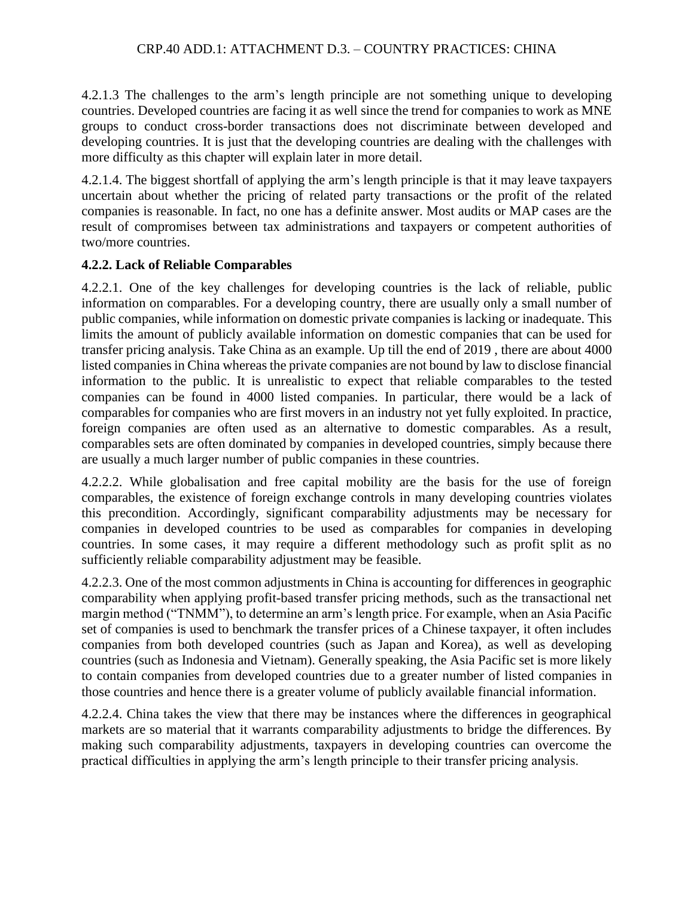4.2.1.3 The challenges to the arm's length principle are not something unique to developing countries. Developed countries are facing it as well since the trend for companies to work as MNE groups to conduct cross-border transactions does not discriminate between developed and developing countries. It is just that the developing countries are dealing with the challenges with more difficulty as this chapter will explain later in more detail.

4.2.1.4. The biggest shortfall of applying the arm's length principle is that it may leave taxpayers uncertain about whether the pricing of related party transactions or the profit of the related companies is reasonable. In fact, no one has a definite answer. Most audits or MAP cases are the result of compromises between tax administrations and taxpayers or competent authorities of two/more countries.

**4.2.2. Lack of Reliable Comparables**

4.2.2.1. One of the key challenges for developing countries is the lack of reliable, public information on comparables. For a developing country, there are usually only a small number of public companies, while information on domestic private companies is lacking or inadequate. This limits the amount of publicly available information on domestic companies that can be used for transfer pricing analysis. Take China as an example. Up till the end of 2019 , there are about 4000 listed companies in China whereas the private companies are not bound by law to disclose financial information to the public. It is unrealistic to expect that reliable comparables to the tested companies can be found in 4000 listed companies. In particular, there would be a lack of comparables for companies who are first movers in an industry not yet fully exploited. In practice, foreign companies are often used as an alternative to domestic comparables. As a result, comparables sets are often dominated by companies in developed countries, simply because there are usually a much larger number of public companies in these countries.

4.2.2.2. While globalisation and free capital mobility are the basis for the use of foreign comparables, the existence of foreign exchange controls in many developing countries violates this precondition. Accordingly, significant comparability adjustments may be necessary for companies in developed countries to be used as comparables for companies in developing countries. In some cases, it may require a different methodology such as profit split as no sufficiently reliable comparability adjustment may be feasible.

4.2.2.3. One of the most common adjustments in China is accounting for differences in geographic comparability when applying profit-based transfer pricing methods, such as the transactional net margin method ("TNMM"), to determine an arm's length price. For example, when an Asia Pacific set of companies is used to benchmark the transfer prices of a Chinese taxpayer, it often includes companies from both developed countries (such as Japan and Korea), as well as developing countries (such as Indonesia and Vietnam). Generally speaking, the Asia Pacific set is more likely to contain companies from developed countries due to a greater number of listed companies in those countries and hence there is a greater volume of publicly available financial information.

4.2.2.4. China takes the view that there may be instances where the differences in geographical markets are so material that it warrants comparability adjustments to bridge the differences. By making such comparability adjustments, taxpayers in developing countries can overcome the practical difficulties in applying the arm's length principle to their transfer pricing analysis.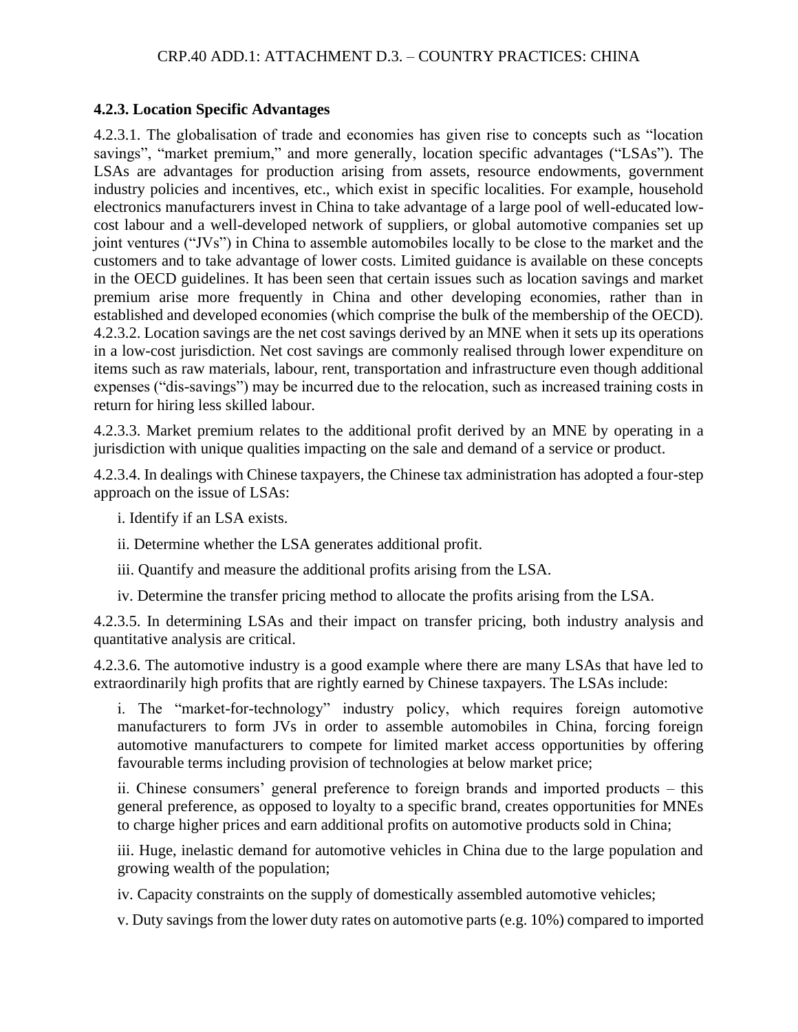### 4.2.3. Location Specific Advantages

4.2.3.1. The globalisation of trade and economies has given rise to concepts such as "location savings", "market premium," and more generally, location specific advantages ("LSAs"). The LSAs are advantages for production arising from assets, resource endowments, government industry policies and incentives, etc., which exist in specific localities. For example, household electronics manufacturers invest in China to take advantage of a large pool of well-educated low-cost labour and a well-developed network of suppliers, or global automotive companies set up joint ventures ("JVs") in China to assemble automobiles locally to be close to the market and the customers and to take advantage of lower costs. Limited guidance is available on these concepts in the OECD guidelines. It has been seen that certain issues such as location savings and market premium arise more frequently in China and other developing economies, rather than in established and developed economies (which comprise the bulk of the membership of the OECD).

4.2.3.2. Location savings are the net cost savings derived by an MNE when it sets up its operations in a low-cost jurisdiction. Net cost savings are commonly realised through lower expenditure on items such as raw materials, labour, rent, transportation and infrastructure even though additional expenses ("dis-savings") may be incurred due to the relocation, such as increased training costs in return for hiring less skilled labour.

4.2.3.3. Market premium relates to the additional profit derived by an MNE by operating in a jurisdiction with unique qualities impacting on the sale and demand of a service or product.

4.2.3.4. In dealings with Chinese taxpayers, the Chinese tax administration has adopted a four-step approach on the issue of LSAs:

i. Identify if an LSA exists.

ii. Determine whether the LSA generates additional profit.

iii. Quantify and measure the additional profits arising from the LSA.

iv. Determine the transfer pricing method to allocate the profits arising from the LSA.

4.2.3.5. In determining LSAs and their impact on transfer pricing, both industry analysis and quantitative analysis are critical.

4.2.3.6. The automotive industry is a good example where there are many LSAs that have led to extraordinarily high profits that are rightly earned by Chinese taxpayers. The LSAs include:

i. The "market-for-technology" industry policy, which requires foreign automotive manufacturers to form JVs in order to assemble automobiles in China, forcing foreign automotive manufacturers to compete for limited market access opportunities by offering favourable terms including provision of technologies at below market price;

ii. Chinese consumers' general preference to foreign brands and imported products – this general preference, as opposed to loyalty to a specific brand, creates opportunities for MNEs to charge higher prices and earn additional profits on automotive products sold in China;

iii. Huge, inelastic demand for automotive vehicles in China due to the large population and growing wealth of the population;

iv. Capacity constraints on the supply of domestically assembled automotive vehicles;

v. Duty savings from the lower duty rates on automotive parts (e.g. 10%) compared to imported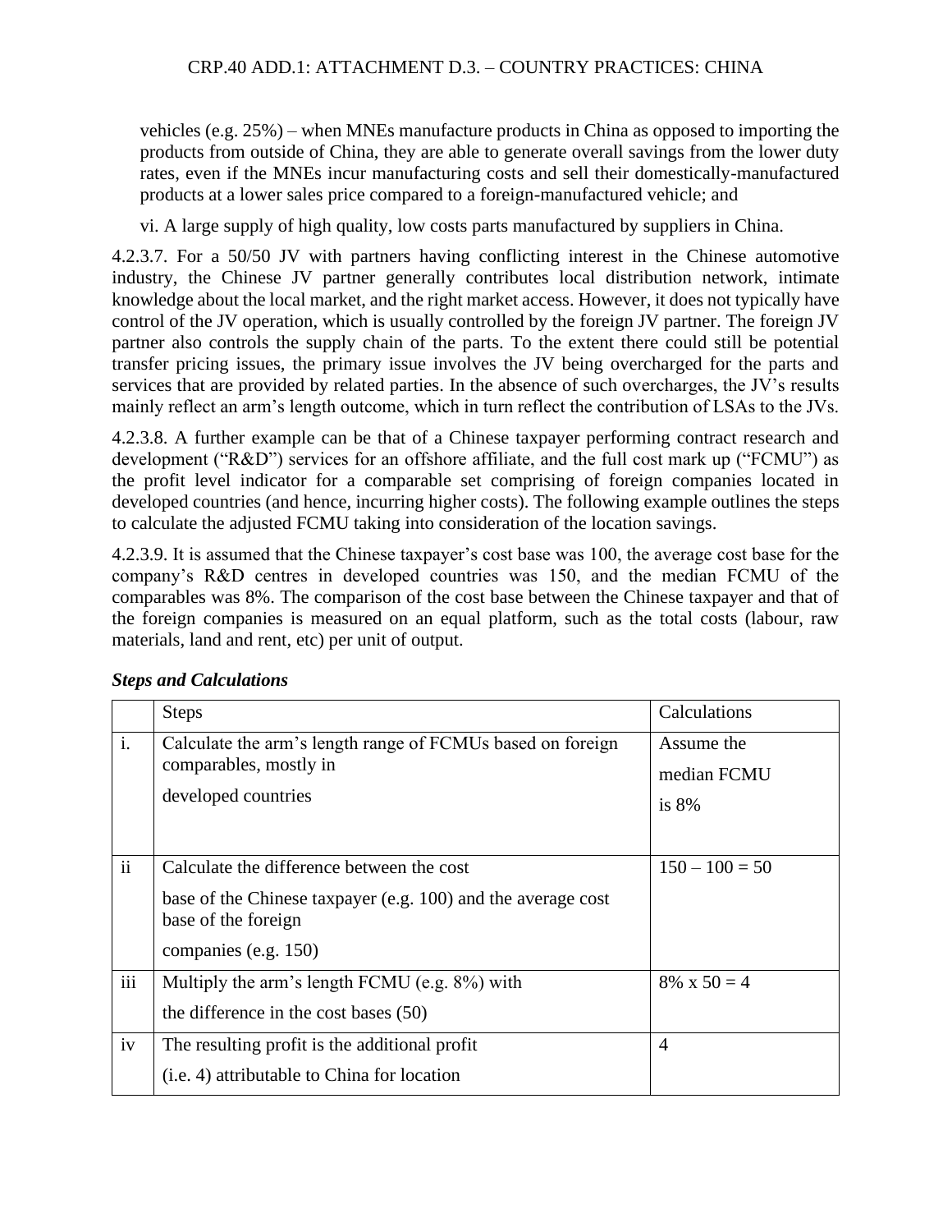vehicles (e.g. 25%) – when MNEs manufacture products in China as opposed to importing the products from outside of China, they are able to generate overall savings from the lower duty rates, even if the MNEs incur manufacturing costs and sell their domestically-manufactured products at a lower sales price compared to a foreign-manufactured vehicle; and

vi. A large supply of high quality, low costs parts manufactured by suppliers in China.

4.2.3.7. For a 50/50 JV with partners having conflicting interest in the Chinese automotive industry, the Chinese JV partner generally contributes local distribution network, intimate knowledge about the local market, and the right market access. However, it does not typically have control of the JV operation, which is usually controlled by the foreign JV partner. The foreign JV partner also controls the supply chain of the parts. To the extent there could still be potential transfer pricing issues, the primary issue involves the JV being overcharged for the parts and services that are provided by related parties. In the absence of such overcharges, the JV's results mainly reflect an arm's length outcome, which in turn reflect the contribution of LSAs to the JVs.

4.2.3.8. A further example can be that of a Chinese taxpayer performing contract research and development ("R&D") services for an offshore affiliate, and the full cost mark up ("FCMU") as the profit level indicator for a comparable set comprising of foreign companies located in developed countries (and hence, incurring higher costs). The following example outlines the steps to calculate the adjusted FCMU taking into consideration of the location savings.

4.2.3.9. It is assumed that the Chinese taxpayer's cost base was 100, the average cost base for the company's R&D centres in developed countries was 150, and the median FCMU of the comparables was 8%. The comparison of the cost base between the Chinese taxpayer and that of the foreign companies is measured on an equal platform, such as the total costs (labour, raw materials, land and rent, etc) per unit of output.

***Steps and Calculations***

| | Steps | Calculations |
|---|---|---|
| i. | Calculate the arm's length range of FCMUs based on foreign comparables, mostly in developed countries | Assume the median FCMU is 8% |
| ii | Calculate the difference between the cost base of the Chinese taxpayer (e.g. 100) and the average cost base of the foreign companies (e.g. 150) | 150 – 100 = 50 |
| iii | Multiply the arm's length FCMU (e.g. 8%) with the difference in the cost bases (50) | 8% x 50 = 4 |
| iv | The resulting profit is the additional profit (i.e. 4) attributable to China for location | 4 |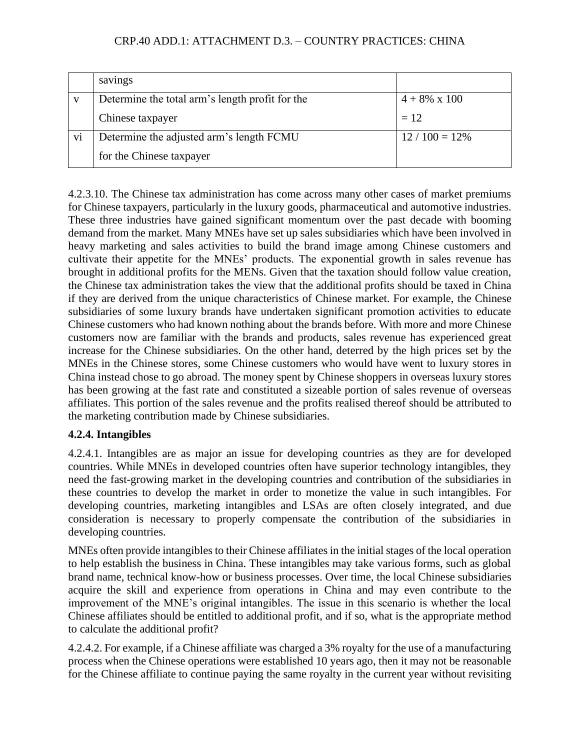| | | |
|---|---|---|
| | savings | |
| v | Determine the total arm's length profit for the Chinese taxpayer | 4 + 8% x 100 = 12 |
| vi | Determine the adjusted arm's length FCMU for the Chinese taxpayer | 12 / 100 = 12% |

4.2.3.10. The Chinese tax administration has come across many other cases of market premiums for Chinese taxpayers, particularly in the luxury goods, pharmaceutical and automotive industries. These three industries have gained significant momentum over the past decade with booming demand from the market. Many MNEs have set up sales subsidiaries which have been involved in heavy marketing and sales activities to build the brand image among Chinese customers and cultivate their appetite for the MNEs' products. The exponential growth in sales revenue has brought in additional profits for the MENs. Given that the taxation should follow value creation, the Chinese tax administration takes the view that the additional profits should be taxed in China if they are derived from the unique characteristics of Chinese market. For example, the Chinese subsidiaries of some luxury brands have undertaken significant promotion activities to educate Chinese customers who had known nothing about the brands before. With more and more Chinese customers now are familiar with the brands and products, sales revenue has experienced great increase for the Chinese subsidiaries. On the other hand, deterred by the high prices set by the MNEs in the Chinese stores, some Chinese customers who would have went to luxury stores in China instead chose to go abroad. The money spent by Chinese shoppers in overseas luxury stores has been growing at the fast rate and constituted a sizeable portion of sales revenue of overseas affiliates. This portion of the sales revenue and the profits realised thereof should be attributed to the marketing contribution made by Chinese subsidiaries.

### 4.2.4. Intangibles

4.2.4.1. Intangibles are as major an issue for developing countries as they are for developed countries. While MNEs in developed countries often have superior technology intangibles, they need the fast-growing market in the developing countries and contribution of the subsidiaries in these countries to develop the market in order to monetize the value in such intangibles. For developing countries, marketing intangibles and LSAs are often closely integrated, and due consideration is necessary to properly compensate the contribution of the subsidiaries in developing countries.

MNEs often provide intangibles to their Chinese affiliates in the initial stages of the local operation to help establish the business in China. These intangibles may take various forms, such as global brand name, technical know-how or business processes. Over time, the local Chinese subsidiaries acquire the skill and experience from operations in China and may even contribute to the improvement of the MNE's original intangibles. The issue in this scenario is whether the local Chinese affiliates should be entitled to additional profit, and if so, what is the appropriate method to calculate the additional profit?

4.2.4.2. For example, if a Chinese affiliate was charged a 3% royalty for the use of a manufacturing process when the Chinese operations were established 10 years ago, then it may not be reasonable for the Chinese affiliate to continue paying the same royalty in the current year without revisiting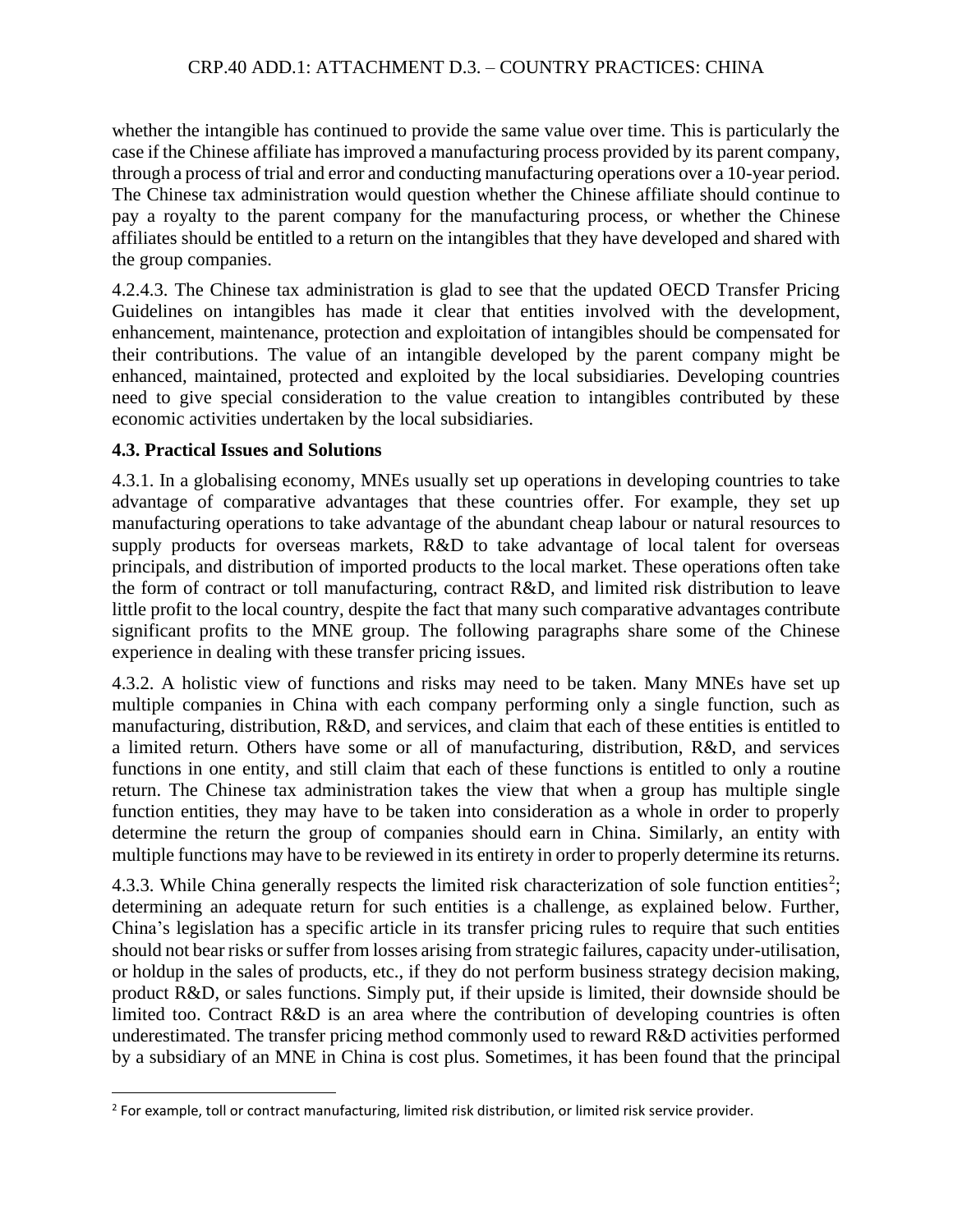whether the intangible has continued to provide the same value over time. This is particularly the case if the Chinese affiliate has improved a manufacturing process provided by its parent company, through a process of trial and error and conducting manufacturing operations over a 10-year period. The Chinese tax administration would question whether the Chinese affiliate should continue to pay a royalty to the parent company for the manufacturing process, or whether the Chinese affiliates should be entitled to a return on the intangibles that they have developed and shared with the group companies.

4.2.4.3. The Chinese tax administration is glad to see that the updated OECD Transfer Pricing Guidelines on intangibles has made it clear that entities involved with the development, enhancement, maintenance, protection and exploitation of intangibles should be compensated for their contributions. The value of an intangible developed by the parent company might be enhanced, maintained, protected and exploited by the local subsidiaries. Developing countries need to give special consideration to the value creation to intangibles contributed by these economic activities undertaken by the local subsidiaries.

### 4.3. Practical Issues and Solutions

4.3.1. In a globalising economy, MNEs usually set up operations in developing countries to take advantage of comparative advantages that these countries offer. For example, they set up manufacturing operations to take advantage of the abundant cheap labour or natural resources to supply products for overseas markets, R&D to take advantage of local talent for overseas principals, and distribution of imported products to the local market. These operations often take the form of contract or toll manufacturing, contract R&D, and limited risk distribution to leave little profit to the local country, despite the fact that many such comparative advantages contribute significant profits to the MNE group. The following paragraphs share some of the Chinese experience in dealing with these transfer pricing issues.

4.3.2. A holistic view of functions and risks may need to be taken. Many MNEs have set up multiple companies in China with each company performing only a single function, such as manufacturing, distribution, R&D, and services, and claim that each of these entities is entitled to a limited return. Others have some or all of manufacturing, distribution, R&D, and services functions in one entity, and still claim that each of these functions is entitled to only a routine return. The Chinese tax administration takes the view that when a group has multiple single function entities, they may have to be taken into consideration as a whole in order to properly determine the return the group of companies should earn in China. Similarly, an entity with multiple functions may have to be reviewed in its entirety in order to properly determine its returns.

4.3.3. While China generally respects the limited risk characterization of sole function entities[2]; determining an adequate return for such entities is a challenge, as explained below. Further, China's legislation has a specific article in its transfer pricing rules to require that such entities should not bear risks or suffer from losses arising from strategic failures, capacity under-utilisation, or holdup in the sales of products, etc., if they do not perform business strategy decision making, product R&D, or sales functions. Simply put, if their upside is limited, their downside should be limited too. Contract R&D is an area where the contribution of developing countries is often underestimated. The transfer pricing method commonly used to reward R&D activities performed by a subsidiary of an MNE in China is cost plus. Sometimes, it has been found that the principal

[2] For example, toll or contract manufacturing, limited risk distribution, or limited risk service provider.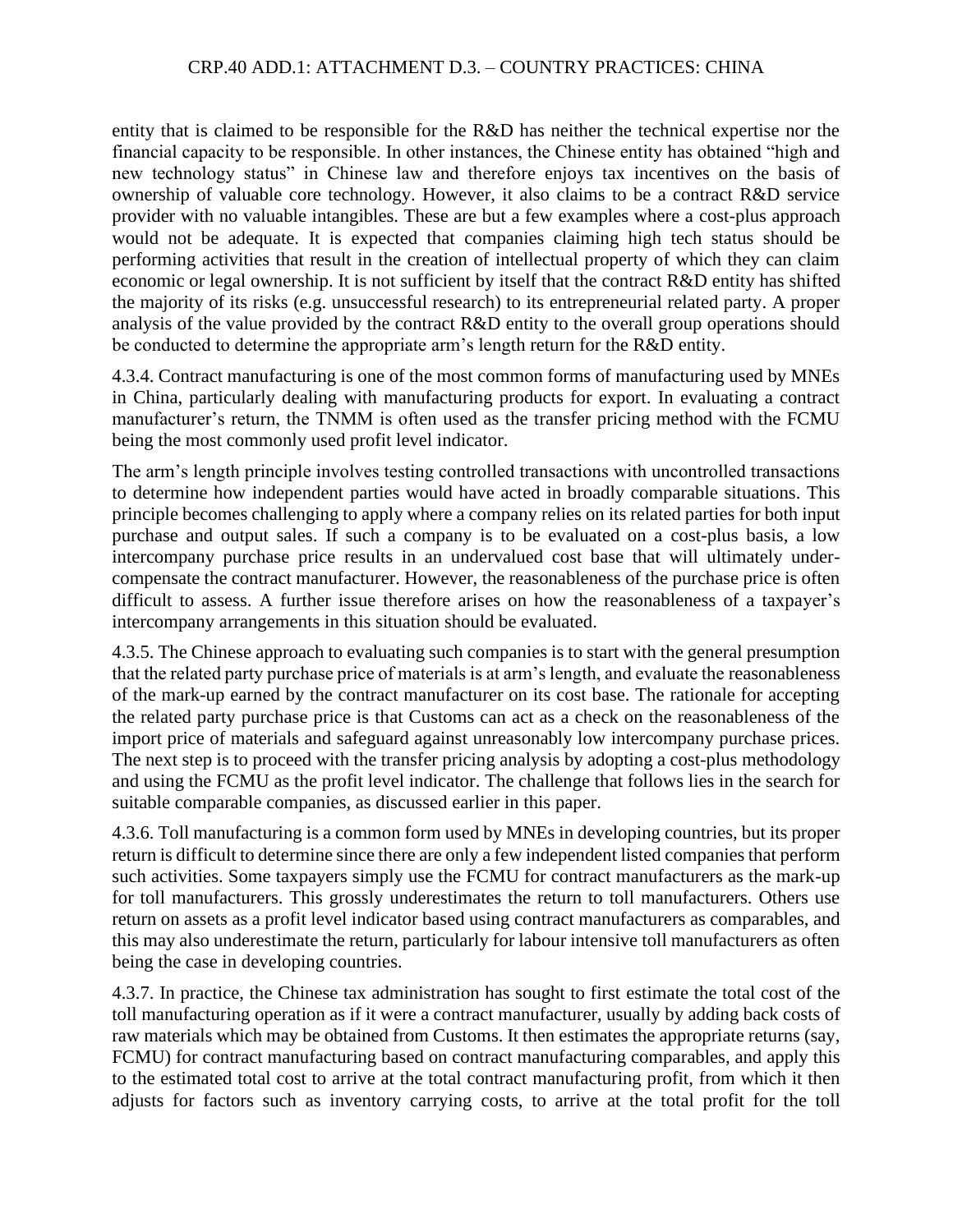entity that is claimed to be responsible for the R&D has neither the technical expertise nor the financial capacity to be responsible. In other instances, the Chinese entity has obtained "high and new technology status" in Chinese law and therefore enjoys tax incentives on the basis of ownership of valuable core technology. However, it also claims to be a contract R&D service provider with no valuable intangibles. These are but a few examples where a cost-plus approach would not be adequate. It is expected that companies claiming high tech status should be performing activities that result in the creation of intellectual property of which they can claim economic or legal ownership. It is not sufficient by itself that the contract R&D entity has shifted the majority of its risks (e.g. unsuccessful research) to its entrepreneurial related party. A proper analysis of the value provided by the contract R&D entity to the overall group operations should be conducted to determine the appropriate arm's length return for the R&D entity.

4.3.4. Contract manufacturing is one of the most common forms of manufacturing used by MNEs in China, particularly dealing with manufacturing products for export. In evaluating a contract manufacturer's return, the TNMM is often used as the transfer pricing method with the FCMU being the most commonly used profit level indicator.

The arm's length principle involves testing controlled transactions with uncontrolled transactions to determine how independent parties would have acted in broadly comparable situations. This principle becomes challenging to apply where a company relies on its related parties for both input purchase and output sales. If such a company is to be evaluated on a cost-plus basis, a low intercompany purchase price results in an undervalued cost base that will ultimately under-compensate the contract manufacturer. However, the reasonableness of the purchase price is often difficult to assess. A further issue therefore arises on how the reasonableness of a taxpayer's intercompany arrangements in this situation should be evaluated.

4.3.5. The Chinese approach to evaluating such companies is to start with the general presumption that the related party purchase price of materials is at arm's length, and evaluate the reasonableness of the mark-up earned by the contract manufacturer on its cost base. The rationale for accepting the related party purchase price is that Customs can act as a check on the reasonableness of the import price of materials and safeguard against unreasonably low intercompany purchase prices. The next step is to proceed with the transfer pricing analysis by adopting a cost-plus methodology and using the FCMU as the profit level indicator. The challenge that follows lies in the search for suitable comparable companies, as discussed earlier in this paper.

4.3.6. Toll manufacturing is a common form used by MNEs in developing countries, but its proper return is difficult to determine since there are only a few independent listed companies that perform such activities. Some taxpayers simply use the FCMU for contract manufacturers as the mark-up for toll manufacturers. This grossly underestimates the return to toll manufacturers. Others use return on assets as a profit level indicator based using contract manufacturers as comparables, and this may also underestimate the return, particularly for labour intensive toll manufacturers as often being the case in developing countries.

4.3.7. In practice, the Chinese tax administration has sought to first estimate the total cost of the toll manufacturing operation as if it were a contract manufacturer, usually by adding back costs of raw materials which may be obtained from Customs. It then estimates the appropriate returns (say, FCMU) for contract manufacturing based on contract manufacturing comparables, and apply this to the estimated total cost to arrive at the total contract manufacturing profit, from which it then adjusts for factors such as inventory carrying costs, to arrive at the total profit for the toll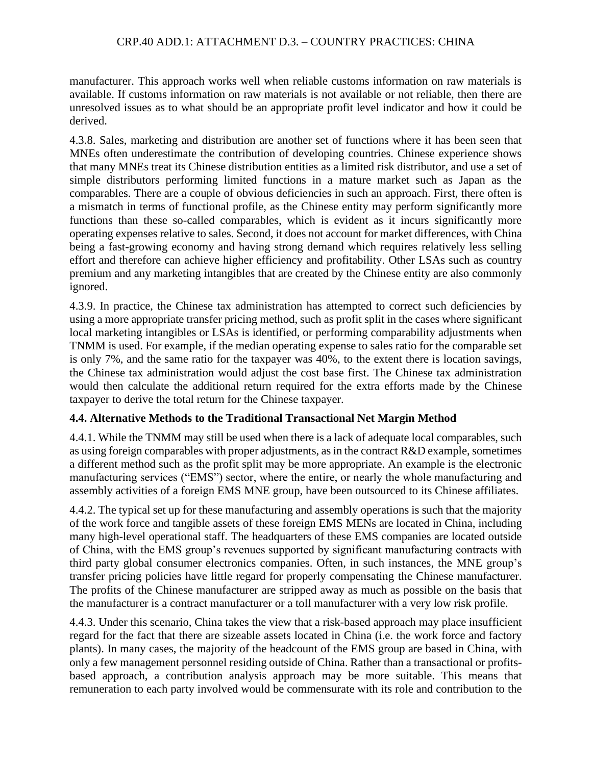manufacturer. This approach works well when reliable customs information on raw materials is available. If customs information on raw materials is not available or not reliable, then there are unresolved issues as to what should be an appropriate profit level indicator and how it could be derived.

4.3.8. Sales, marketing and distribution are another set of functions where it has been seen that MNEs often underestimate the contribution of developing countries. Chinese experience shows that many MNEs treat its Chinese distribution entities as a limited risk distributor, and use a set of simple distributors performing limited functions in a mature market such as Japan as the comparables. There are a couple of obvious deficiencies in such an approach. First, there often is a mismatch in terms of functional profile, as the Chinese entity may perform significantly more functions than these so-called comparables, which is evident as it incurs significantly more operating expenses relative to sales. Second, it does not account for market differences, with China being a fast-growing economy and having strong demand which requires relatively less selling effort and therefore can achieve higher efficiency and profitability. Other LSAs such as country premium and any marketing intangibles that are created by the Chinese entity are also commonly ignored.

4.3.9. In practice, the Chinese tax administration has attempted to correct such deficiencies by using a more appropriate transfer pricing method, such as profit split in the cases where significant local marketing intangibles or LSAs is identified, or performing comparability adjustments when TNMM is used. For example, if the median operating expense to sales ratio for the comparable set is only 7%, and the same ratio for the taxpayer was 40%, to the extent there is location savings, the Chinese tax administration would adjust the cost base first. The Chinese tax administration would then calculate the additional return required for the extra efforts made by the Chinese taxpayer to derive the total return for the Chinese taxpayer.

### 4.4. Alternative Methods to the Traditional Transactional Net Margin Method

4.4.1. While the TNMM may still be used when there is a lack of adequate local comparables, such as using foreign comparables with proper adjustments, as in the contract R&D example, sometimes a different method such as the profit split may be more appropriate. An example is the electronic manufacturing services ("EMS") sector, where the entire, or nearly the whole manufacturing and assembly activities of a foreign EMS MNE group, have been outsourced to its Chinese affiliates.

4.4.2. The typical set up for these manufacturing and assembly operations is such that the majority of the work force and tangible assets of these foreign EMS MENs are located in China, including many high-level operational staff. The headquarters of these EMS companies are located outside of China, with the EMS group's revenues supported by significant manufacturing contracts with third party global consumer electronics companies. Often, in such instances, the MNE group's transfer pricing policies have little regard for properly compensating the Chinese manufacturer. The profits of the Chinese manufacturer are stripped away as much as possible on the basis that the manufacturer is a contract manufacturer or a toll manufacturer with a very low risk profile.

4.4.3. Under this scenario, China takes the view that a risk-based approach may place insufficient regard for the fact that there are sizeable assets located in China (i.e. the work force and factory plants). In many cases, the majority of the headcount of the EMS group are based in China, with only a few management personnel residing outside of China. Rather than a transactional or profits-based approach, a contribution analysis approach may be more suitable. This means that remuneration to each party involved would be commensurate with its role and contribution to the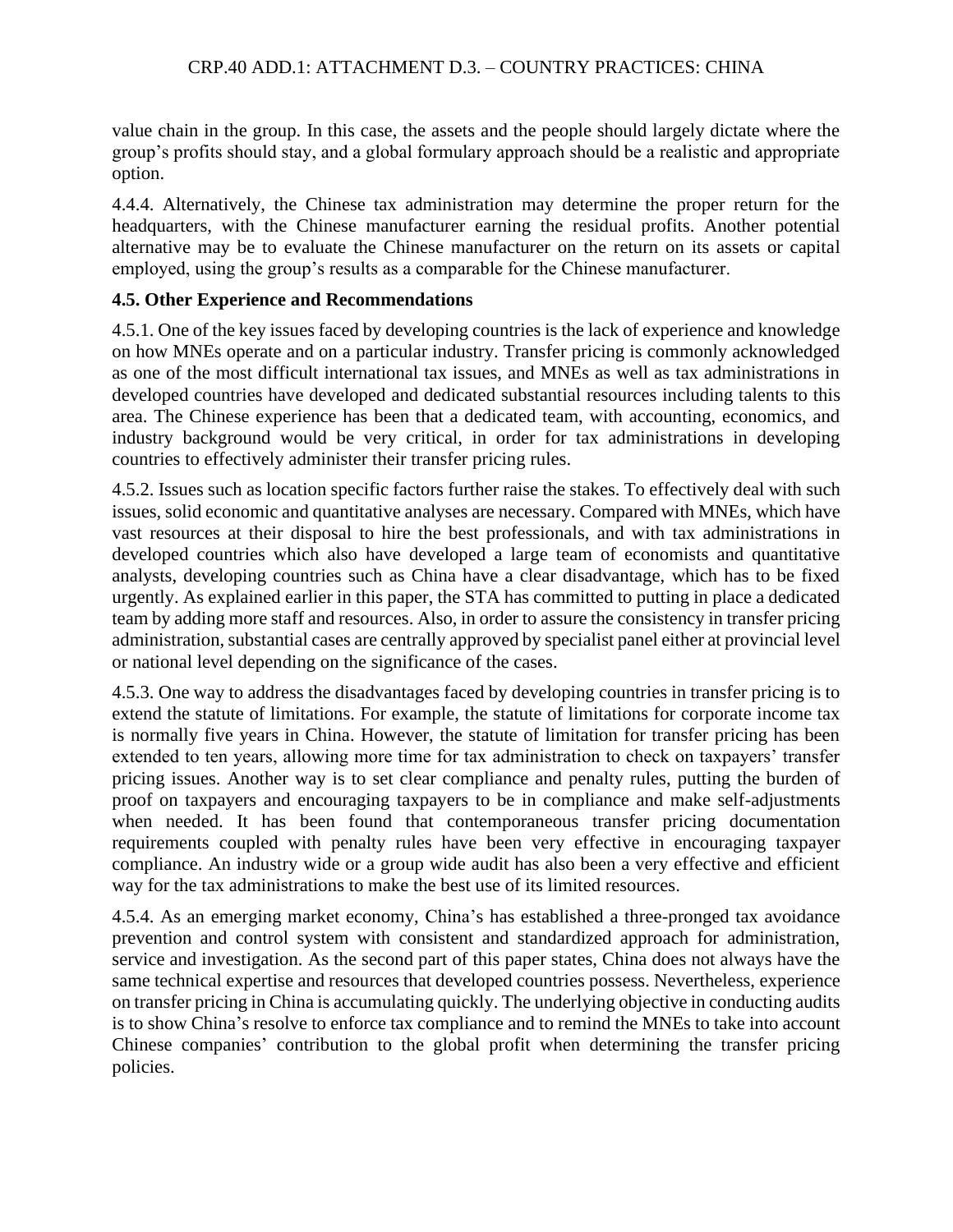value chain in the group. In this case, the assets and the people should largely dictate where the group's profits should stay, and a global formulary approach should be a realistic and appropriate option.

4.4.4. Alternatively, the Chinese tax administration may determine the proper return for the headquarters, with the Chinese manufacturer earning the residual profits. Another potential alternative may be to evaluate the Chinese manufacturer on the return on its assets or capital employed, using the group's results as a comparable for the Chinese manufacturer.

### 4.5. Other Experience and Recommendations

4.5.1. One of the key issues faced by developing countries is the lack of experience and knowledge on how MNEs operate and on a particular industry. Transfer pricing is commonly acknowledged as one of the most difficult international tax issues, and MNEs as well as tax administrations in developed countries have developed and dedicated substantial resources including talents to this area. The Chinese experience has been that a dedicated team, with accounting, economics, and industry background would be very critical, in order for tax administrations in developing countries to effectively administer their transfer pricing rules.

4.5.2. Issues such as location specific factors further raise the stakes. To effectively deal with such issues, solid economic and quantitative analyses are necessary. Compared with MNEs, which have vast resources at their disposal to hire the best professionals, and with tax administrations in developed countries which also have developed a large team of economists and quantitative analysts, developing countries such as China have a clear disadvantage, which has to be fixed urgently. As explained earlier in this paper, the STA has committed to putting in place a dedicated team by adding more staff and resources. Also, in order to assure the consistency in transfer pricing administration, substantial cases are centrally approved by specialist panel either at provincial level or national level depending on the significance of the cases.

4.5.3. One way to address the disadvantages faced by developing countries in transfer pricing is to extend the statute of limitations. For example, the statute of limitations for corporate income tax is normally five years in China. However, the statute of limitation for transfer pricing has been extended to ten years, allowing more time for tax administration to check on taxpayers' transfer pricing issues. Another way is to set clear compliance and penalty rules, putting the burden of proof on taxpayers and encouraging taxpayers to be in compliance and make self-adjustments when needed. It has been found that contemporaneous transfer pricing documentation requirements coupled with penalty rules have been very effective in encouraging taxpayer compliance. An industry wide or a group wide audit has also been a very effective and efficient way for the tax administrations to make the best use of its limited resources.

4.5.4. As an emerging market economy, China's has established a three-pronged tax avoidance prevention and control system with consistent and standardized approach for administration, service and investigation. As the second part of this paper states, China does not always have the same technical expertise and resources that developed countries possess. Nevertheless, experience on transfer pricing in China is accumulating quickly. The underlying objective in conducting audits is to show China's resolve to enforce tax compliance and to remind the MNEs to take into account Chinese companies' contribution to the global profit when determining the transfer pricing policies.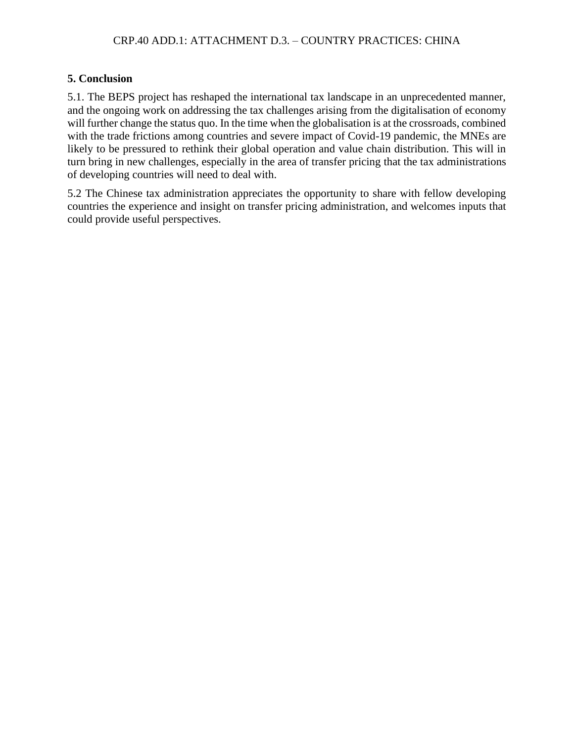## 5. Conclusion

5.1. The BEPS project has reshaped the international tax landscape in an unprecedented manner, and the ongoing work on addressing the tax challenges arising from the digitalisation of economy will further change the status quo. In the time when the globalisation is at the crossroads, combined with the trade frictions among countries and severe impact of Covid-19 pandemic, the MNEs are likely to be pressured to rethink their global operation and value chain distribution. This will in turn bring in new challenges, especially in the area of transfer pricing that the tax administrations of developing countries will need to deal with.

5.2 The Chinese tax administration appreciates the opportunity to share with fellow developing countries the experience and insight on transfer pricing administration, and welcomes inputs that could provide useful perspectives.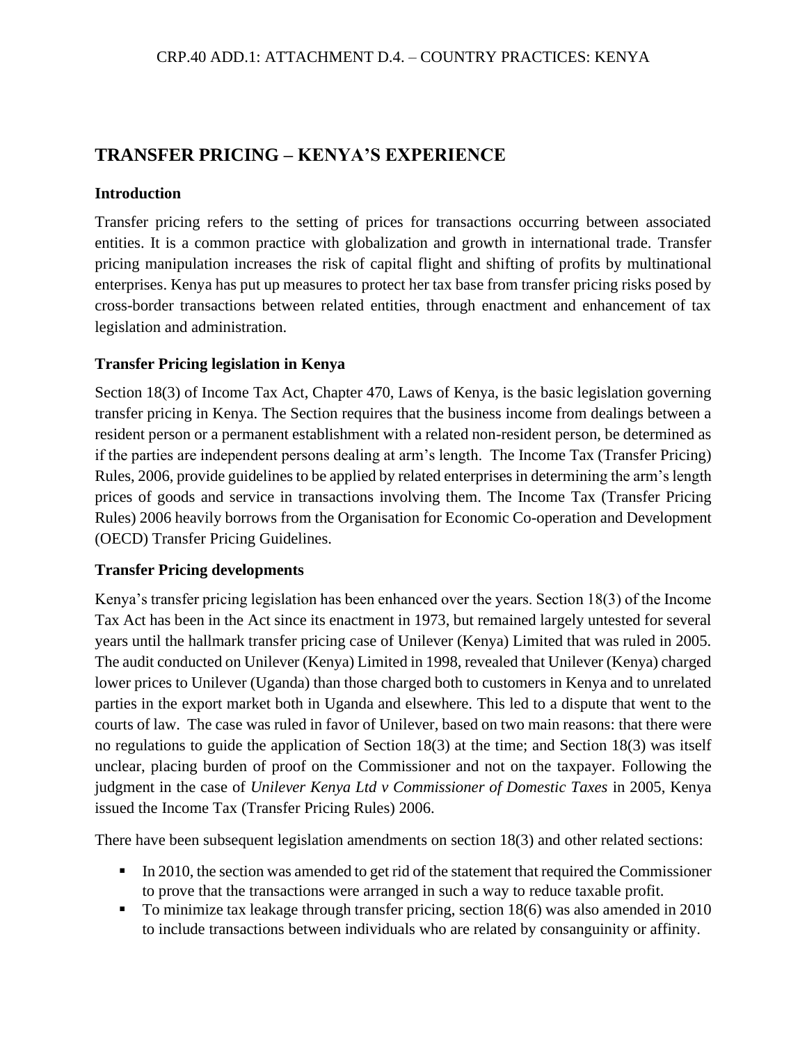# TRANSFER PRICING – KENYA'S EXPERIENCE

## Introduction

Transfer pricing refers to the setting of prices for transactions occurring between associated entities. It is a common practice with globalization and growth in international trade. Transfer pricing manipulation increases the risk of capital flight and shifting of profits by multinational enterprises. Kenya has put up measures to protect her tax base from transfer pricing risks posed by cross-border transactions between related entities, through enactment and enhancement of tax legislation and administration.

## Transfer Pricing legislation in Kenya

Section 18(3) of Income Tax Act, Chapter 470, Laws of Kenya, is the basic legislation governing transfer pricing in Kenya. The Section requires that the business income from dealings between a resident person or a permanent establishment with a related non-resident person, be determined as if the parties are independent persons dealing at arm's length. The Income Tax (Transfer Pricing) Rules, 2006, provide guidelines to be applied by related enterprises in determining the arm's length prices of goods and service in transactions involving them. The Income Tax (Transfer Pricing Rules) 2006 heavily borrows from the Organisation for Economic Co-operation and Development (OECD) Transfer Pricing Guidelines.

## Transfer Pricing developments

Kenya's transfer pricing legislation has been enhanced over the years. Section 18(3) of the Income Tax Act has been in the Act since its enactment in 1973, but remained largely untested for several years until the hallmark transfer pricing case of Unilever (Kenya) Limited that was ruled in 2005. The audit conducted on Unilever (Kenya) Limited in 1998, revealed that Unilever (Kenya) charged lower prices to Unilever (Uganda) than those charged both to customers in Kenya and to unrelated parties in the export market both in Uganda and elsewhere. This led to a dispute that went to the courts of law. The case was ruled in favor of Unilever, based on two main reasons: that there were no regulations to guide the application of Section 18(3) at the time; and Section 18(3) was itself unclear, placing burden of proof on the Commissioner and not on the taxpayer. Following the judgment in the case of *Unilever Kenya Ltd v Commissioner of Domestic Taxes* in 2005, Kenya issued the Income Tax (Transfer Pricing Rules) 2006.

There have been subsequent legislation amendments on section 18(3) and other related sections:

- In 2010, the section was amended to get rid of the statement that required the Commissioner to prove that the transactions were arranged in such a way to reduce taxable profit.
- To minimize tax leakage through transfer pricing, section 18(6) was also amended in 2010 to include transactions between individuals who are related by consanguinity or affinity.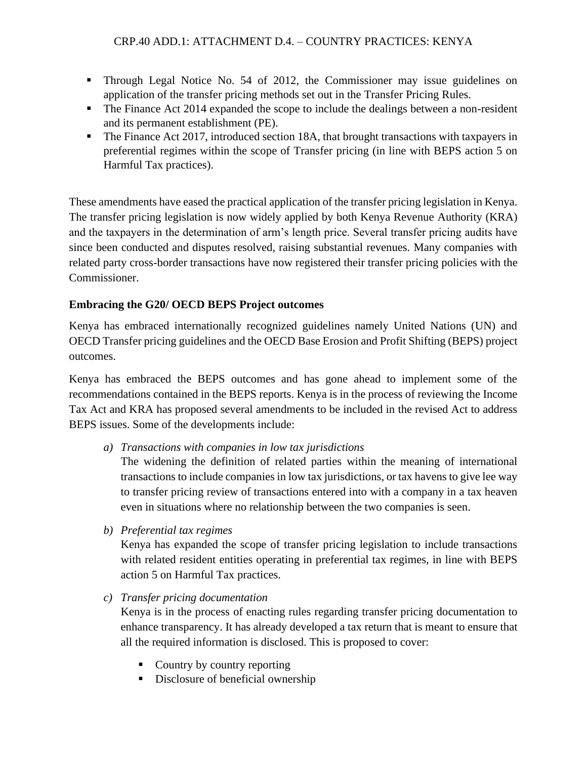- Through Legal Notice No. 54 of 2012, the Commissioner may issue guidelines on application of the transfer pricing methods set out in the Transfer Pricing Rules.
- The Finance Act 2014 expanded the scope to include the dealings between a non-resident and its permanent establishment (PE).
- The Finance Act 2017, introduced section 18A, that brought transactions with taxpayers in preferential regimes within the scope of Transfer pricing (in line with BEPS action 5 on Harmful Tax practices).

These amendments have eased the practical application of the transfer pricing legislation in Kenya. The transfer pricing legislation is now widely applied by both Kenya Revenue Authority (KRA) and the taxpayers in the determination of arm's length price. Several transfer pricing audits have since been conducted and disputes resolved, raising substantial revenues. Many companies with related party cross-border transactions have now registered their transfer pricing policies with the Commissioner.

**Embracing the G20/ OECD BEPS Project outcomes**

Kenya has embraced internationally recognized guidelines namely United Nations (UN) and OECD Transfer pricing guidelines and the OECD Base Erosion and Profit Shifting (BEPS) project outcomes.

Kenya has embraced the BEPS outcomes and has gone ahead to implement some of the recommendations contained in the BEPS reports. Kenya is in the process of reviewing the Income Tax Act and KRA has proposed several amendments to be included in the revised Act to address BEPS issues. Some of the developments include:

a) *Transactions with companies in low tax jurisdictions*
   The widening the definition of related parties within the meaning of international transactions to include companies in low tax jurisdictions, or tax havens to give lee way to transfer pricing review of transactions entered into with a company in a tax heaven even in situations where no relationship between the two companies is seen.

b) *Preferential tax regimes*
   Kenya has expanded the scope of transfer pricing legislation to include transactions with related resident entities operating in preferential tax regimes, in line with BEPS action 5 on Harmful Tax practices.

c) *Transfer pricing documentation*
   Kenya is in the process of enacting rules regarding transfer pricing documentation to enhance transparency. It has already developed a tax return that is meant to ensure that all the required information is disclosed. This is proposed to cover:

   - Country by country reporting
   - Disclosure of beneficial ownership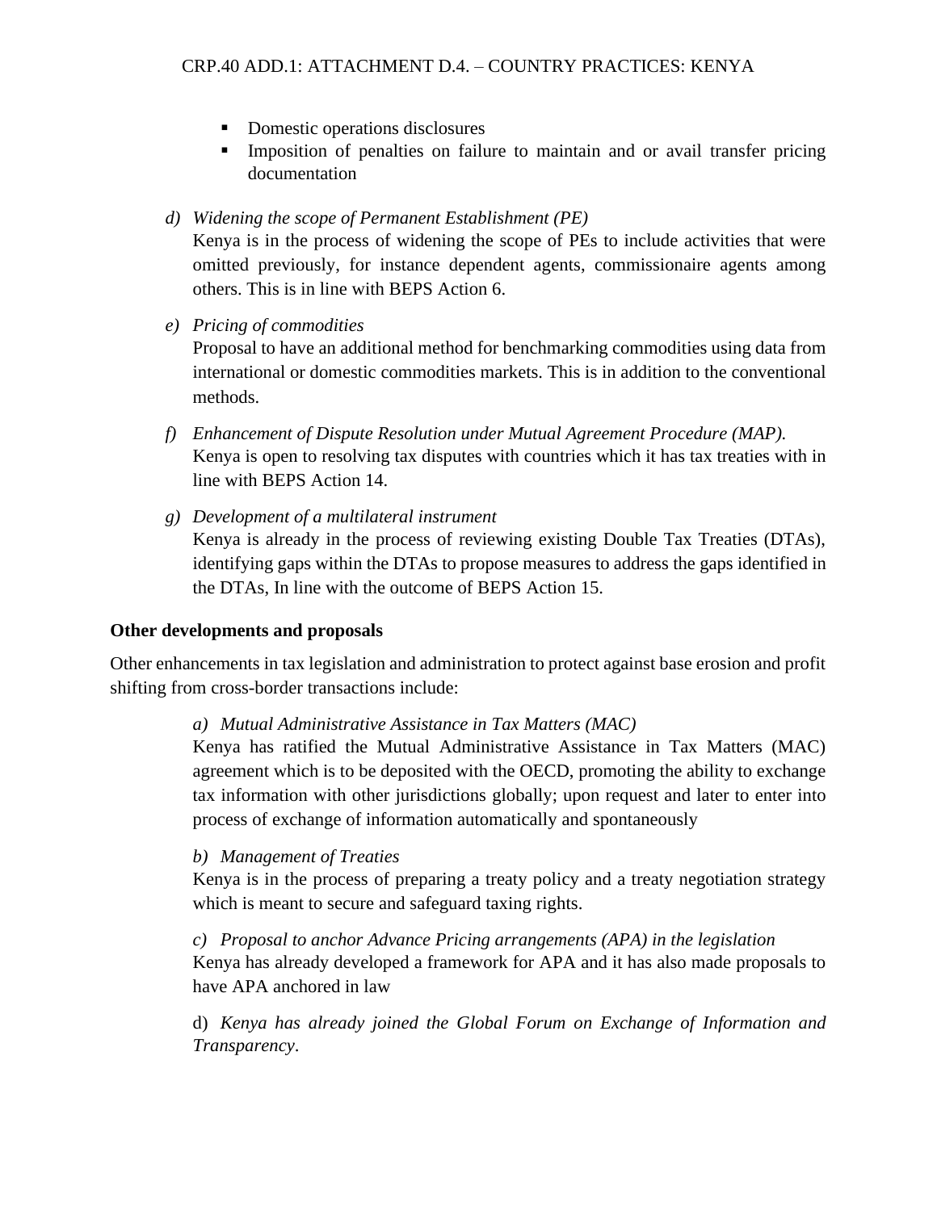- Domestic operations disclosures
- Imposition of penalties on failure to maintain and or avail transfer pricing documentation

d) *Widening the scope of Permanent Establishment (PE)*
Kenya is in the process of widening the scope of PEs to include activities that were omitted previously, for instance dependent agents, commissionaire agents among others. This is in line with BEPS Action 6.

e) *Pricing of commodities*
Proposal to have an additional method for benchmarking commodities using data from international or domestic commodities markets. This is in addition to the conventional methods.

f) *Enhancement of Dispute Resolution under Mutual Agreement Procedure (MAP).*
Kenya is open to resolving tax disputes with countries which it has tax treaties with in line with BEPS Action 14.

g) *Development of a multilateral instrument*
Kenya is already in the process of reviewing existing Double Tax Treaties (DTAs), identifying gaps within the DTAs to propose measures to address the gaps identified in the DTAs, In line with the outcome of BEPS Action 15.

**Other developments and proposals**

Other enhancements in tax legislation and administration to protect against base erosion and profit shifting from cross-border transactions include:

a) *Mutual Administrative Assistance in Tax Matters (MAC)*
Kenya has ratified the Mutual Administrative Assistance in Tax Matters (MAC) agreement which is to be deposited with the OECD, promoting the ability to exchange tax information with other jurisdictions globally; upon request and later to enter into process of exchange of information automatically and spontaneously

b) *Management of Treaties*
Kenya is in the process of preparing a treaty policy and a treaty negotiation strategy which is meant to secure and safeguard taxing rights.

c) *Proposal to anchor Advance Pricing arrangements (APA) in the legislation*
Kenya has already developed a framework for APA and it has also made proposals to have APA anchored in law

d) *Kenya has already joined the Global Forum on Exchange of Information and Transparency*.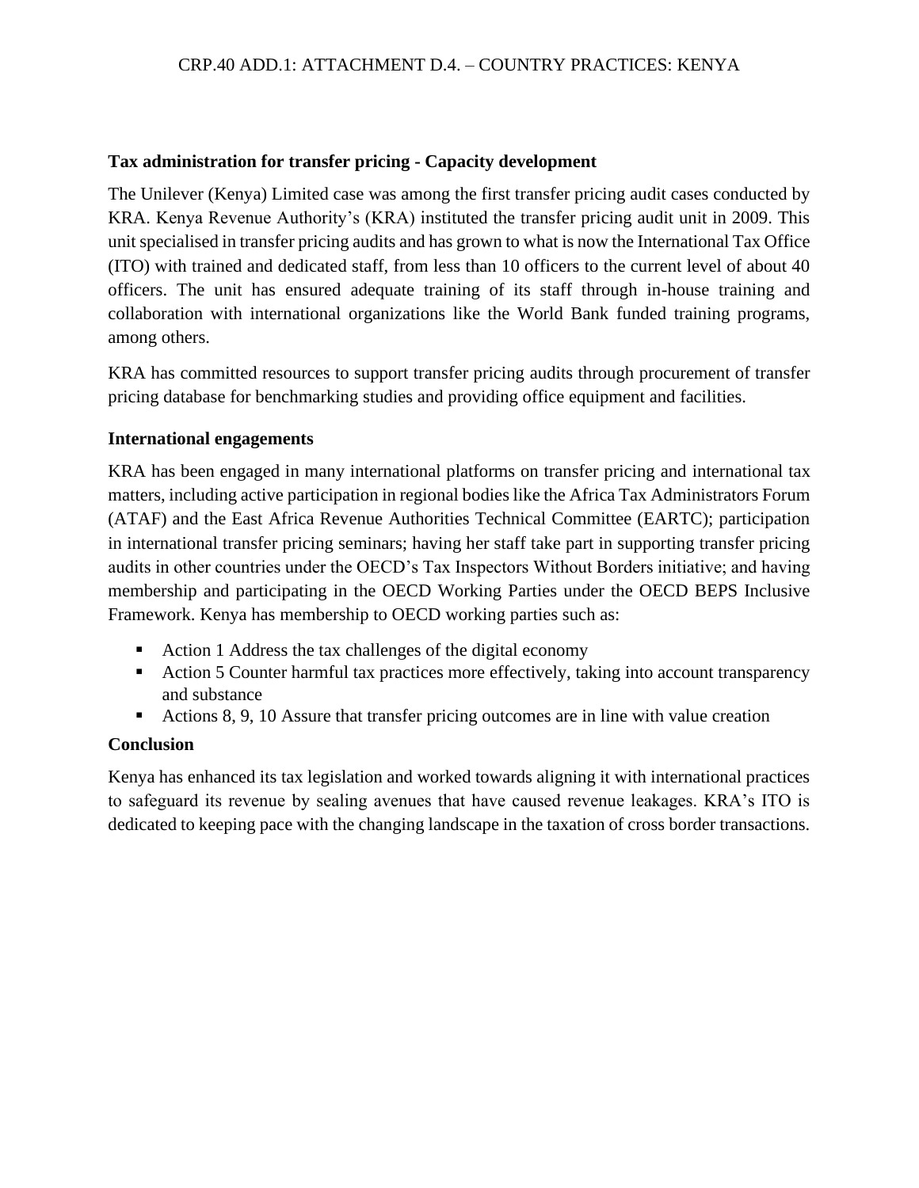### Tax administration for transfer pricing - Capacity development

The Unilever (Kenya) Limited case was among the first transfer pricing audit cases conducted by KRA. Kenya Revenue Authority's (KRA) instituted the transfer pricing audit unit in 2009. This unit specialised in transfer pricing audits and has grown to what is now the International Tax Office (ITO) with trained and dedicated staff, from less than 10 officers to the current level of about 40 officers. The unit has ensured adequate training of its staff through in-house training and collaboration with international organizations like the World Bank funded training programs, among others.

KRA has committed resources to support transfer pricing audits through procurement of transfer pricing database for benchmarking studies and providing office equipment and facilities.

### International engagements

KRA has been engaged in many international platforms on transfer pricing and international tax matters, including active participation in regional bodies like the Africa Tax Administrators Forum (ATAF) and the East Africa Revenue Authorities Technical Committee (EARTC); participation in international transfer pricing seminars; having her staff take part in supporting transfer pricing audits in other countries under the OECD's Tax Inspectors Without Borders initiative; and having membership and participating in the OECD Working Parties under the OECD BEPS Inclusive Framework. Kenya has membership to OECD working parties such as:

- Action 1 Address the tax challenges of the digital economy
- Action 5 Counter harmful tax practices more effectively, taking into account transparency and substance
- Actions 8, 9, 10 Assure that transfer pricing outcomes are in line with value creation

### Conclusion

Kenya has enhanced its tax legislation and worked towards aligning it with international practices to safeguard its revenue by sealing avenues that have caused revenue leakages. KRA's ITO is dedicated to keeping pace with the changing landscape in the taxation of cross border transactions.